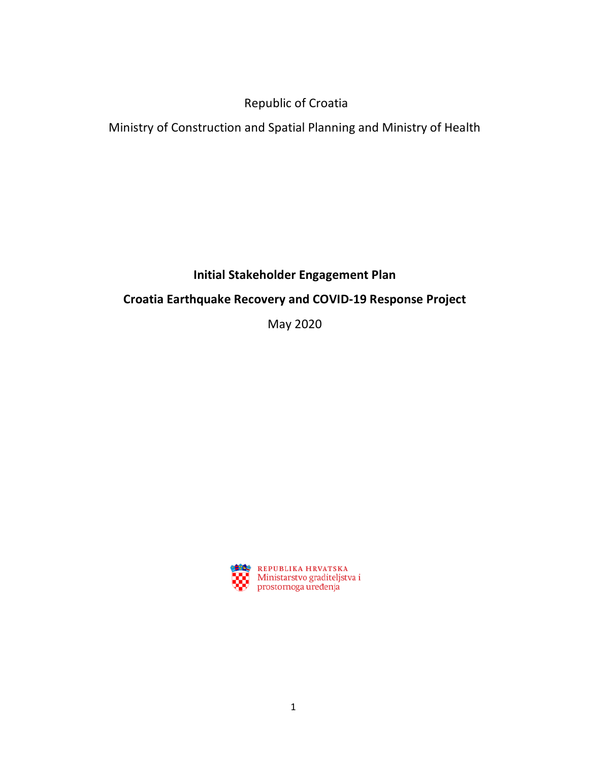Republic of Croatia

Ministry of Construction and Spatial Planning and Ministry of Health

# Initial Stakeholder Engagement Plan

# Croatia Earthquake Recovery and COVID-19 Response Project

May 2020

REPUBLIKA HRVATSKA
Ministarstvo graditeljstva i prostornoga uređenja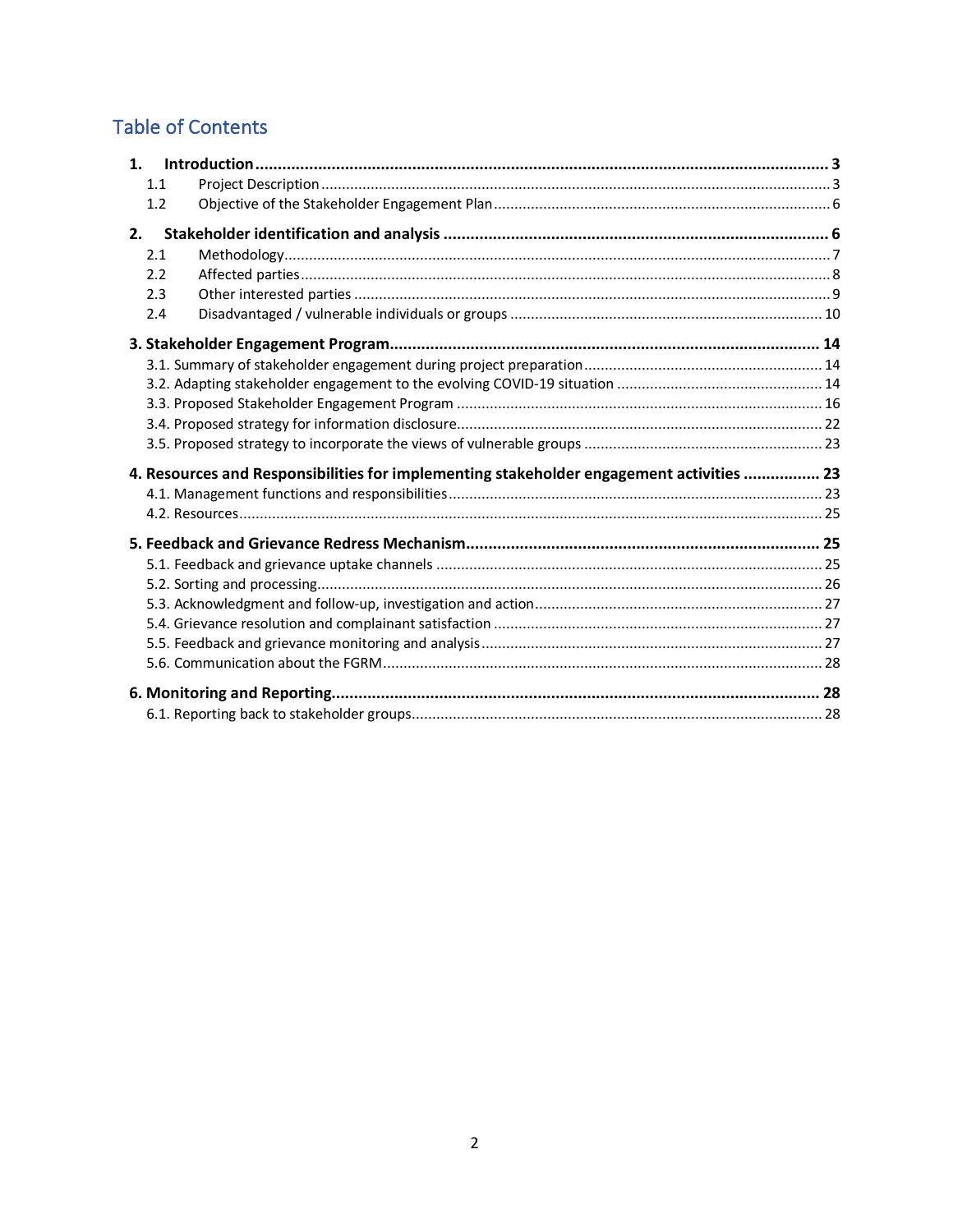## Table of Contents

- **1. Introduction ..... 3**
  - 1.1 Project Description ..... 3
  - 1.2 Objective of the Stakeholder Engagement Plan ..... 6
- **2. Stakeholder identification and analysis ..... 6**
  - 2.1 Methodology ..... 7
  - 2.2 Affected parties ..... 8
  - 2.3 Other interested parties ..... 9
  - 2.4 Disadvantaged / vulnerable individuals or groups ..... 10
- **3. Stakeholder Engagement Program ..... 14**
  - 3.1. Summary of stakeholder engagement during project preparation ..... 14
  - 3.2. Adapting stakeholder engagement to the evolving COVID-19 situation ..... 14
  - 3.3. Proposed Stakeholder Engagement Program ..... 16
  - 3.4. Proposed strategy for information disclosure ..... 22
  - 3.5. Proposed strategy to incorporate the views of vulnerable groups ..... 23
- **4. Resources and Responsibilities for implementing stakeholder engagement activities ..... 23**
  - 4.1. Management functions and responsibilities ..... 23
  - 4.2. Resources ..... 25
- **5. Feedback and Grievance Redress Mechanism ..... 25**
  - 5.1. Feedback and grievance uptake channels ..... 25
  - 5.2. Sorting and processing ..... 26
  - 5.3. Acknowledgment and follow-up, investigation and action ..... 27
  - 5.4. Grievance resolution and complainant satisfaction ..... 27
  - 5.5. Feedback and grievance monitoring and analysis ..... 27
  - 5.6. Communication about the FGRM ..... 28
- **6. Monitoring and Reporting ..... 28**
  - 6.1. Reporting back to stakeholder groups ..... 28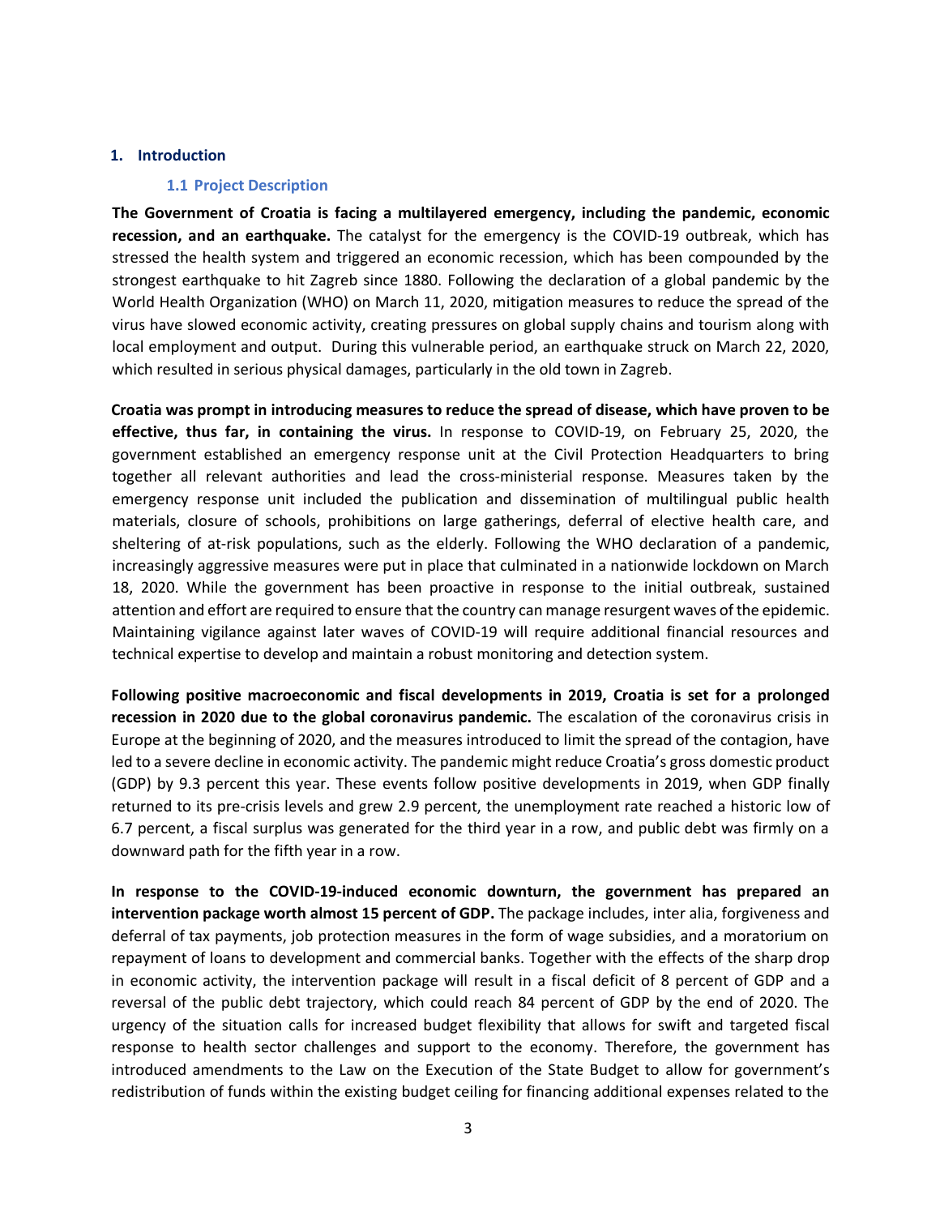# 1. Introduction

## 1.1 Project Description

**The Government of Croatia is facing a multilayered emergency, including the pandemic, economic recession, and an earthquake.** The catalyst for the emergency is the COVID-19 outbreak, which has stressed the health system and triggered an economic recession, which has been compounded by the strongest earthquake to hit Zagreb since 1880. Following the declaration of a global pandemic by the World Health Organization (WHO) on March 11, 2020, mitigation measures to reduce the spread of the virus have slowed economic activity, creating pressures on global supply chains and tourism along with local employment and output. During this vulnerable period, an earthquake struck on March 22, 2020, which resulted in serious physical damages, particularly in the old town in Zagreb.

**Croatia was prompt in introducing measures to reduce the spread of disease, which have proven to be effective, thus far, in containing the virus.** In response to COVID-19, on February 25, 2020, the government established an emergency response unit at the Civil Protection Headquarters to bring together all relevant authorities and lead the cross-ministerial response. Measures taken by the emergency response unit included the publication and dissemination of multilingual public health materials, closure of schools, prohibitions on large gatherings, deferral of elective health care, and sheltering of at-risk populations, such as the elderly. Following the WHO declaration of a pandemic, increasingly aggressive measures were put in place that culminated in a nationwide lockdown on March 18, 2020. While the government has been proactive in response to the initial outbreak, sustained attention and effort are required to ensure that the country can manage resurgent waves of the epidemic. Maintaining vigilance against later waves of COVID-19 will require additional financial resources and technical expertise to develop and maintain a robust monitoring and detection system.

**Following positive macroeconomic and fiscal developments in 2019, Croatia is set for a prolonged recession in 2020 due to the global coronavirus pandemic.** The escalation of the coronavirus crisis in Europe at the beginning of 2020, and the measures introduced to limit the spread of the contagion, have led to a severe decline in economic activity. The pandemic might reduce Croatia's gross domestic product (GDP) by 9.3 percent this year. These events follow positive developments in 2019, when GDP finally returned to its pre-crisis levels and grew 2.9 percent, the unemployment rate reached a historic low of 6.7 percent, a fiscal surplus was generated for the third year in a row, and public debt was firmly on a downward path for the fifth year in a row.

**In response to the COVID-19-induced economic downturn, the government has prepared an intervention package worth almost 15 percent of GDP.** The package includes, inter alia, forgiveness and deferral of tax payments, job protection measures in the form of wage subsidies, and a moratorium on repayment of loans to development and commercial banks. Together with the effects of the sharp drop in economic activity, the intervention package will result in a fiscal deficit of 8 percent of GDP and a reversal of the public debt trajectory, which could reach 84 percent of GDP by the end of 2020. The urgency of the situation calls for increased budget flexibility that allows for swift and targeted fiscal response to health sector challenges and support to the economy. Therefore, the government has introduced amendments to the Law on the Execution of the State Budget to allow for government's redistribution of funds within the existing budget ceiling for financing additional expenses related to the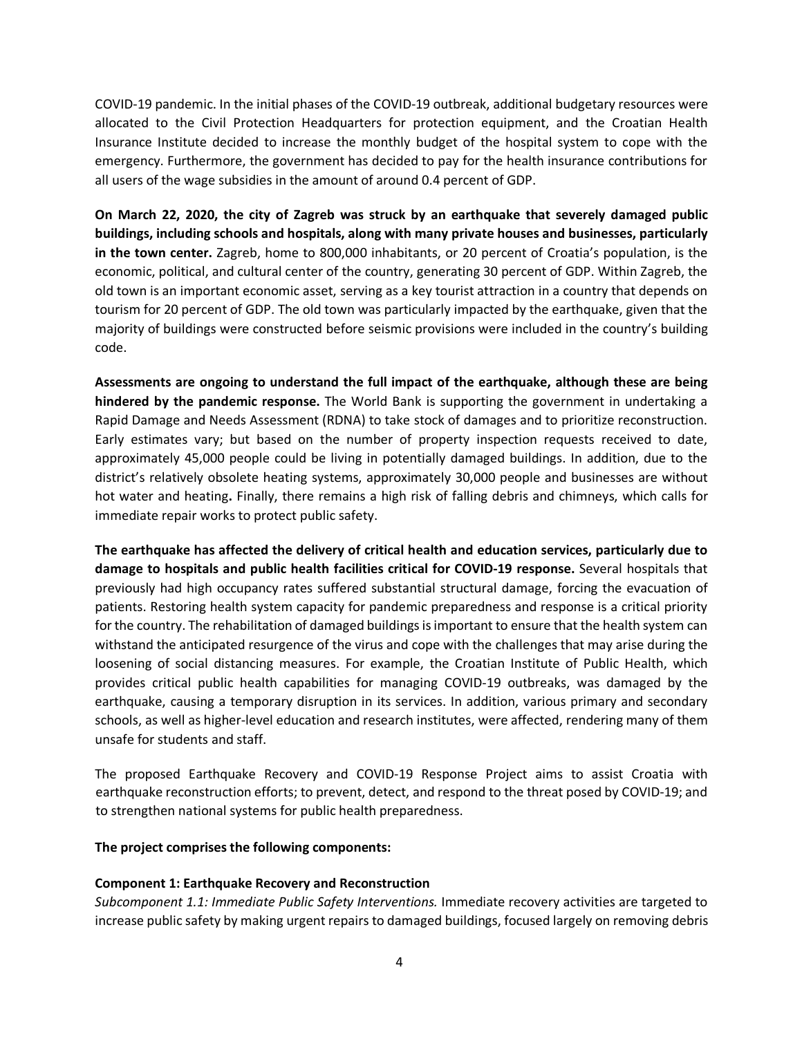COVID-19 pandemic. In the initial phases of the COVID-19 outbreak, additional budgetary resources were allocated to the Civil Protection Headquarters for protection equipment, and the Croatian Health Insurance Institute decided to increase the monthly budget of the hospital system to cope with the emergency. Furthermore, the government has decided to pay for the health insurance contributions for all users of the wage subsidies in the amount of around 0.4 percent of GDP.

**On March 22, 2020, the city of Zagreb was struck by an earthquake that severely damaged public buildings, including schools and hospitals, along with many private houses and businesses, particularly in the town center.** Zagreb, home to 800,000 inhabitants, or 20 percent of Croatia's population, is the economic, political, and cultural center of the country, generating 30 percent of GDP. Within Zagreb, the old town is an important economic asset, serving as a key tourist attraction in a country that depends on tourism for 20 percent of GDP. The old town was particularly impacted by the earthquake, given that the majority of buildings were constructed before seismic provisions were included in the country's building code.

**Assessments are ongoing to understand the full impact of the earthquake, although these are being hindered by the pandemic response.** The World Bank is supporting the government in undertaking a Rapid Damage and Needs Assessment (RDNA) to take stock of damages and to prioritize reconstruction. Early estimates vary; but based on the number of property inspection requests received to date, approximately 45,000 people could be living in potentially damaged buildings. In addition, due to the district's relatively obsolete heating systems, approximately 30,000 people and businesses are without hot water and heating. Finally, there remains a high risk of falling debris and chimneys, which calls for immediate repair works to protect public safety.

**The earthquake has affected the delivery of critical health and education services, particularly due to damage to hospitals and public health facilities critical for COVID-19 response.** Several hospitals that previously had high occupancy rates suffered substantial structural damage, forcing the evacuation of patients. Restoring health system capacity for pandemic preparedness and response is a critical priority for the country. The rehabilitation of damaged buildings is important to ensure that the health system can withstand the anticipated resurgence of the virus and cope with the challenges that may arise during the loosening of social distancing measures. For example, the Croatian Institute of Public Health, which provides critical public health capabilities for managing COVID-19 outbreaks, was damaged by the earthquake, causing a temporary disruption in its services. In addition, various primary and secondary schools, as well as higher-level education and research institutes, were affected, rendering many of them unsafe for students and staff.

The proposed Earthquake Recovery and COVID-19 Response Project aims to assist Croatia with earthquake reconstruction efforts; to prevent, detect, and respond to the threat posed by COVID-19; and to strengthen national systems for public health preparedness.

**The project comprises the following components:**

**Component 1: Earthquake Recovery and Reconstruction**

*Subcomponent 1.1: Immediate Public Safety Interventions.* Immediate recovery activities are targeted to increase public safety by making urgent repairs to damaged buildings, focused largely on removing debris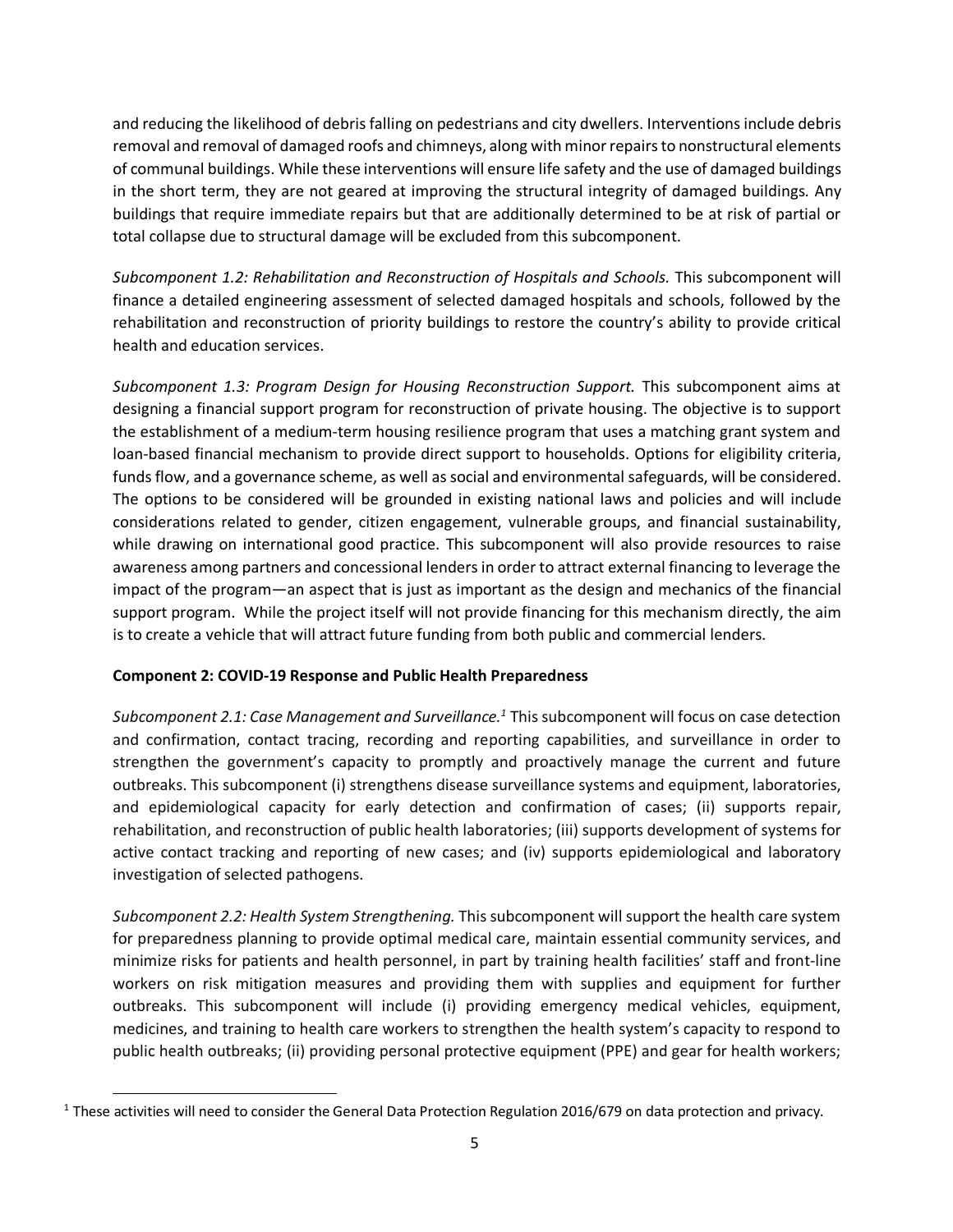and reducing the likelihood of debris falling on pedestrians and city dwellers. Interventions include debris removal and removal of damaged roofs and chimneys, along with minor repairs to nonstructural elements of communal buildings. While these interventions will ensure life safety and the use of damaged buildings in the short term, they are not geared at improving the structural integrity of damaged buildings. Any buildings that require immediate repairs but that are additionally determined to be at risk of partial or total collapse due to structural damage will be excluded from this subcomponent.

*Subcomponent 1.2: Rehabilitation and Reconstruction of Hospitals and Schools.* This subcomponent will finance a detailed engineering assessment of selected damaged hospitals and schools, followed by the rehabilitation and reconstruction of priority buildings to restore the country's ability to provide critical health and education services.

*Subcomponent 1.3: Program Design for Housing Reconstruction Support.* This subcomponent aims at designing a financial support program for reconstruction of private housing. The objective is to support the establishment of a medium-term housing resilience program that uses a matching grant system and loan-based financial mechanism to provide direct support to households. Options for eligibility criteria, funds flow, and a governance scheme, as well as social and environmental safeguards, will be considered. The options to be considered will be grounded in existing national laws and policies and will include considerations related to gender, citizen engagement, vulnerable groups, and financial sustainability, while drawing on international good practice. This subcomponent will also provide resources to raise awareness among partners and concessional lenders in order to attract external financing to leverage the impact of the program—an aspect that is just as important as the design and mechanics of the financial support program. While the project itself will not provide financing for this mechanism directly, the aim is to create a vehicle that will attract future funding from both public and commercial lenders.

**Component 2: COVID-19 Response and Public Health Preparedness**

*Subcomponent 2.1: Case Management and Surveillance.*[1] This subcomponent will focus on case detection and confirmation, contact tracing, recording and reporting capabilities, and surveillance in order to strengthen the government's capacity to promptly and proactively manage the current and future outbreaks. This subcomponent (i) strengthens disease surveillance systems and equipment, laboratories, and epidemiological capacity for early detection and confirmation of cases; (ii) supports repair, rehabilitation, and reconstruction of public health laboratories; (iii) supports development of systems for active contact tracking and reporting of new cases; and (iv) supports epidemiological and laboratory investigation of selected pathogens.

*Subcomponent 2.2: Health System Strengthening.* This subcomponent will support the health care system for preparedness planning to provide optimal medical care, maintain essential community services, and minimize risks for patients and health personnel, in part by training health facilities' staff and front-line workers on risk mitigation measures and providing them with supplies and equipment for further outbreaks. This subcomponent will include (i) providing emergency medical vehicles, equipment, medicines, and training to health care workers to strengthen the health system's capacity to respond to public health outbreaks; (ii) providing personal protective equipment (PPE) and gear for health workers;

[1] These activities will need to consider the General Data Protection Regulation 2016/679 on data protection and privacy.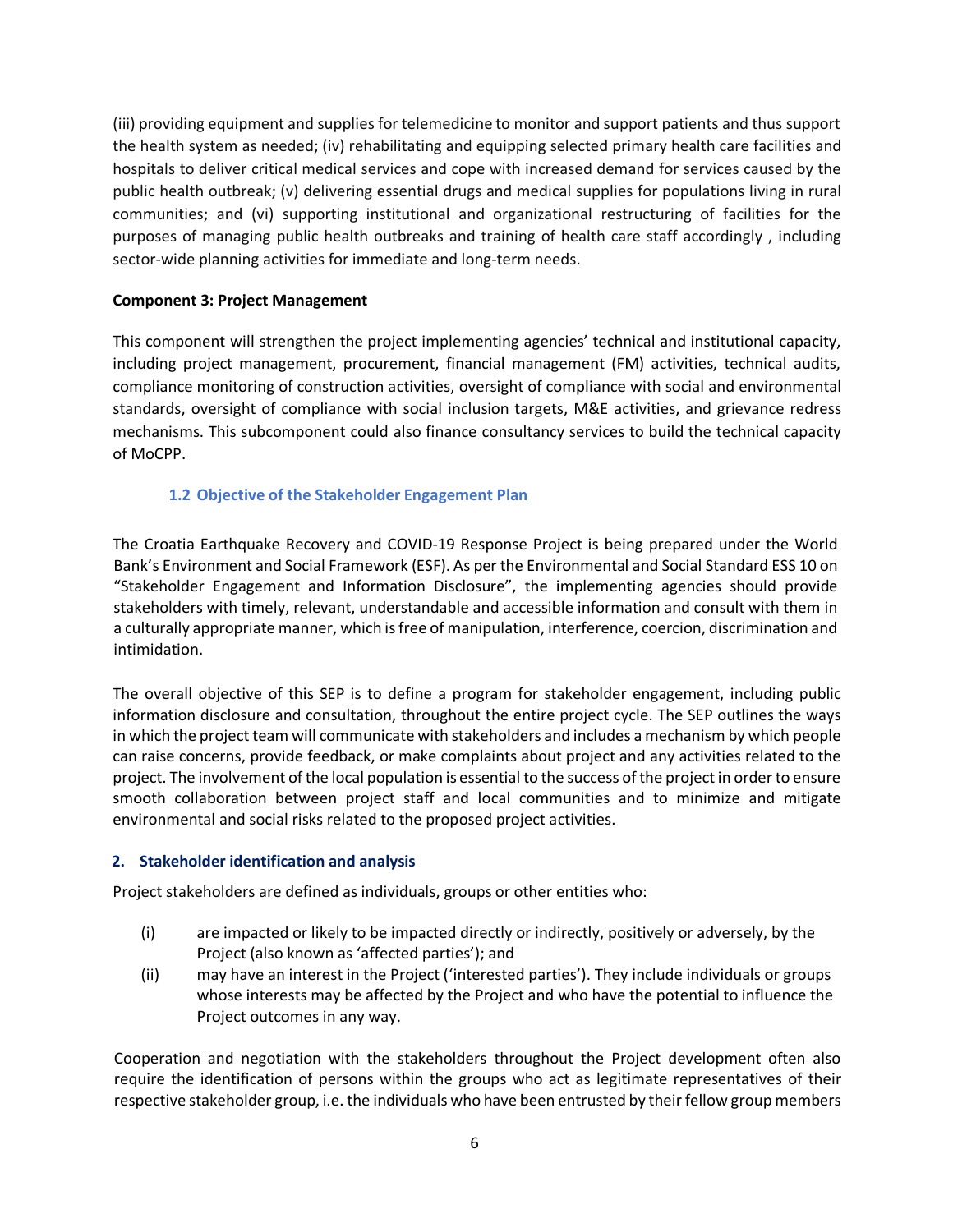(iii) providing equipment and supplies for telemedicine to monitor and support patients and thus support the health system as needed; (iv) rehabilitating and equipping selected primary health care facilities and hospitals to deliver critical medical services and cope with increased demand for services caused by the public health outbreak; (v) delivering essential drugs and medical supplies for populations living in rural communities; and (vi) supporting institutional and organizational restructuring of facilities for the purposes of managing public health outbreaks and training of health care staff accordingly , including sector-wide planning activities for immediate and long-term needs.

**Component 3: Project Management**

This component will strengthen the project implementing agencies' technical and institutional capacity, including project management, procurement, financial management (FM) activities, technical audits, compliance monitoring of construction activities, oversight of compliance with social and environmental standards, oversight of compliance with social inclusion targets, M&E activities, and grievance redress mechanisms. This subcomponent could also finance consultancy services to build the technical capacity of MoCPP.

### 1.2 Objective of the Stakeholder Engagement Plan

The Croatia Earthquake Recovery and COVID-19 Response Project is being prepared under the World Bank's Environment and Social Framework (ESF). As per the Environmental and Social Standard ESS 10 on "Stakeholder Engagement and Information Disclosure", the implementing agencies should provide stakeholders with timely, relevant, understandable and accessible information and consult with them in a culturally appropriate manner, which is free of manipulation, interference, coercion, discrimination and intimidation.

The overall objective of this SEP is to define a program for stakeholder engagement, including public information disclosure and consultation, throughout the entire project cycle. The SEP outlines the ways in which the project team will communicate with stakeholders and includes a mechanism by which people can raise concerns, provide feedback, or make complaints about project and any activities related to the project. The involvement of the local population is essential to the success of the project in order to ensure smooth collaboration between project staff and local communities and to minimize and mitigate environmental and social risks related to the proposed project activities.

## 2. Stakeholder identification and analysis

Project stakeholders are defined as individuals, groups or other entities who:

(i) are impacted or likely to be impacted directly or indirectly, positively or adversely, by the Project (also known as 'affected parties'); and

(ii) may have an interest in the Project ('interested parties'). They include individuals or groups whose interests may be affected by the Project and who have the potential to influence the Project outcomes in any way.

Cooperation and negotiation with the stakeholders throughout the Project development often also require the identification of persons within the groups who act as legitimate representatives of their respective stakeholder group, i.e. the individuals who have been entrusted by their fellow group members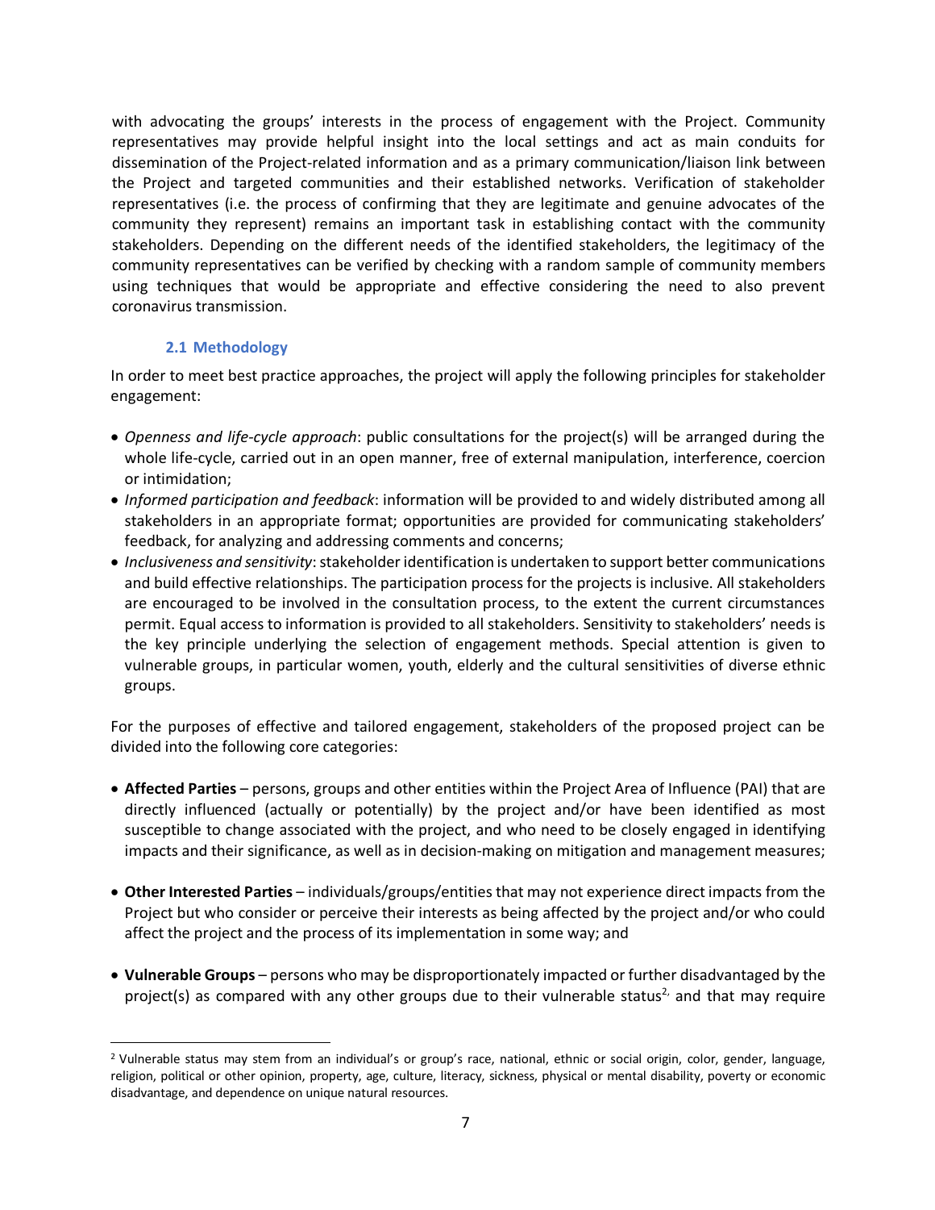with advocating the groups' interests in the process of engagement with the Project. Community representatives may provide helpful insight into the local settings and act as main conduits for dissemination of the Project-related information and as a primary communication/liaison link between the Project and targeted communities and their established networks. Verification of stakeholder representatives (i.e. the process of confirming that they are legitimate and genuine advocates of the community they represent) remains an important task in establishing contact with the community stakeholders. Depending on the different needs of the identified stakeholders, the legitimacy of the community representatives can be verified by checking with a random sample of community members using techniques that would be appropriate and effective considering the need to also prevent coronavirus transmission.

### 2.1 Methodology

In order to meet best practice approaches, the project will apply the following principles for stakeholder engagement:

- *Openness and life-cycle approach*: public consultations for the project(s) will be arranged during the whole life-cycle, carried out in an open manner, free of external manipulation, interference, coercion or intimidation;
- *Informed participation and feedback*: information will be provided to and widely distributed among all stakeholders in an appropriate format; opportunities are provided for communicating stakeholders' feedback, for analyzing and addressing comments and concerns;
- *Inclusiveness and sensitivity*: stakeholder identification is undertaken to support better communications and build effective relationships. The participation process for the projects is inclusive. All stakeholders are encouraged to be involved in the consultation process, to the extent the current circumstances permit. Equal access to information is provided to all stakeholders. Sensitivity to stakeholders' needs is the key principle underlying the selection of engagement methods. Special attention is given to vulnerable groups, in particular women, youth, elderly and the cultural sensitivities of diverse ethnic groups.

For the purposes of effective and tailored engagement, stakeholders of the proposed project can be divided into the following core categories:

- **Affected Parties** – persons, groups and other entities within the Project Area of Influence (PAI) that are directly influenced (actually or potentially) by the project and/or have been identified as most susceptible to change associated with the project, and who need to be closely engaged in identifying impacts and their significance, as well as in decision-making on mitigation and management measures;

- **Other Interested Parties** – individuals/groups/entities that may not experience direct impacts from the Project but who consider or perceive their interests as being affected by the project and/or who could affect the project and the process of its implementation in some way; and

- **Vulnerable Groups** – persons who may be disproportionately impacted or further disadvantaged by the project(s) as compared with any other groups due to their vulnerable status[2] and that may require

---

[2] Vulnerable status may stem from an individual's or group's race, national, ethnic or social origin, color, gender, language, religion, political or other opinion, property, age, culture, literacy, sickness, physical or mental disability, poverty or economic disadvantage, and dependence on unique natural resources.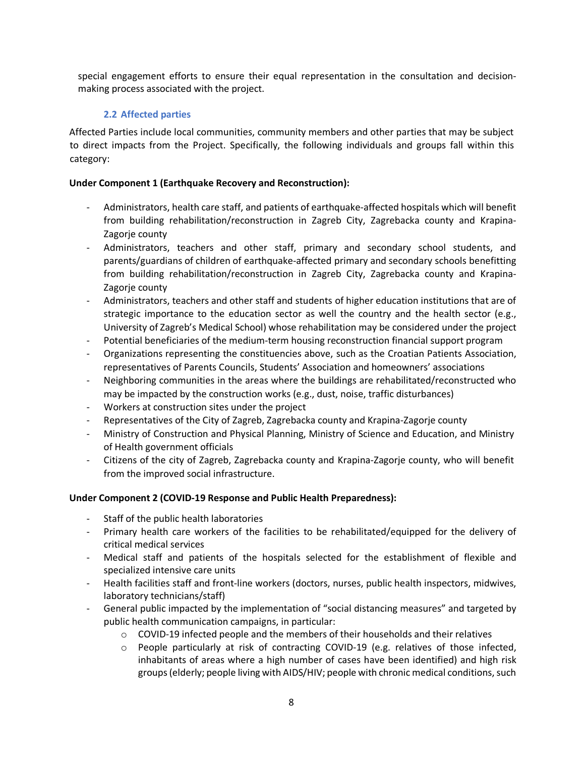special engagement efforts to ensure their equal representation in the consultation and decision-making process associated with the project.

### 2.2 Affected parties

Affected Parties include local communities, community members and other parties that may be subject to direct impacts from the Project. Specifically, the following individuals and groups fall within this category:

**Under Component 1 (Earthquake Recovery and Reconstruction):**

- Administrators, health care staff, and patients of earthquake-affected hospitals which will benefit from building rehabilitation/reconstruction in Zagreb City, Zagrebacka county and Krapina-Zagorje county
- Administrators, teachers and other staff, primary and secondary school students, and parents/guardians of children of earthquake-affected primary and secondary schools benefitting from building rehabilitation/reconstruction in Zagreb City, Zagrebacka county and Krapina-Zagorje county
- Administrators, teachers and other staff and students of higher education institutions that are of strategic importance to the education sector as well the country and the health sector (e.g., University of Zagreb's Medical School) whose rehabilitation may be considered under the project
- Potential beneficiaries of the medium-term housing reconstruction financial support program
- Organizations representing the constituencies above, such as the Croatian Patients Association, representatives of Parents Councils, Students' Association and homeowners' associations
- Neighboring communities in the areas where the buildings are rehabilitated/reconstructed who may be impacted by the construction works (e.g., dust, noise, traffic disturbances)
- Workers at construction sites under the project
- Representatives of the City of Zagreb, Zagrebacka county and Krapina-Zagorje county
- Ministry of Construction and Physical Planning, Ministry of Science and Education, and Ministry of Health government officials
- Citizens of the city of Zagreb, Zagrebacka county and Krapina-Zagorje county, who will benefit from the improved social infrastructure.

**Under Component 2 (COVID-19 Response and Public Health Preparedness):**

- Staff of the public health laboratories
- Primary health care workers of the facilities to be rehabilitated/equipped for the delivery of critical medical services
- Medical staff and patients of the hospitals selected for the establishment of flexible and specialized intensive care units
- Health facilities staff and front-line workers (doctors, nurses, public health inspectors, midwives, laboratory technicians/staff)
- General public impacted by the implementation of "social distancing measures" and targeted by public health communication campaigns, in particular:
  - COVID-19 infected people and the members of their households and their relatives
  - People particularly at risk of contracting COVID-19 (e.g. relatives of those infected, inhabitants of areas where a high number of cases have been identified) and high risk groups (elderly; people living with AIDS/HIV; people with chronic medical conditions, such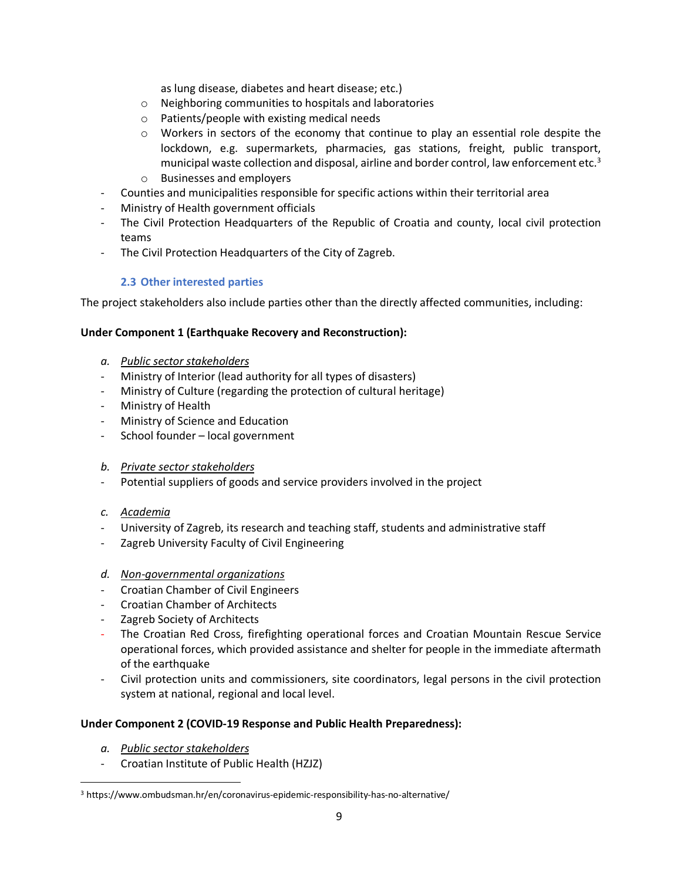as lung disease, diabetes and heart disease; etc.)
    - Neighboring communities to hospitals and laboratories
    - Patients/people with existing medical needs
    - Workers in sectors of the economy that continue to play an essential role despite the lockdown, e.g. supermarkets, pharmacies, gas stations, freight, public transport, municipal waste collection and disposal, airline and border control, law enforcement etc.[3]
    - Businesses and employers
- Counties and municipalities responsible for specific actions within their territorial area
- Ministry of Health government officials
- The Civil Protection Headquarters of the Republic of Croatia and county, local civil protection teams
- The Civil Protection Headquarters of the City of Zagreb.

### 2.3 Other interested parties

The project stakeholders also include parties other than the directly affected communities, including:

**Under Component 1 (Earthquake Recovery and Reconstruction):**

*a. Public sector stakeholders*

- Ministry of Interior (lead authority for all types of disasters)
- Ministry of Culture (regarding the protection of cultural heritage)
- Ministry of Health
- Ministry of Science and Education
- School founder – local government

*b. Private sector stakeholders*

- Potential suppliers of goods and service providers involved in the project

*c. Academia*

- University of Zagreb, its research and teaching staff, students and administrative staff
- Zagreb University Faculty of Civil Engineering

*d. Non-governmental organizations*

- Croatian Chamber of Civil Engineers
- Croatian Chamber of Architects
- Zagreb Society of Architects
- The Croatian Red Cross, firefighting operational forces and Croatian Mountain Rescue Service operational forces, which provided assistance and shelter for people in the immediate aftermath of the earthquake
- Civil protection units and commissioners, site coordinators, legal persons in the civil protection system at national, regional and local level.

**Under Component 2 (COVID-19 Response and Public Health Preparedness):**

*a. Public sector stakeholders*

- Croatian Institute of Public Health (HZJZ)

---

[3] https://www.ombudsman.hr/en/coronavirus-epidemic-responsibility-has-no-alternative/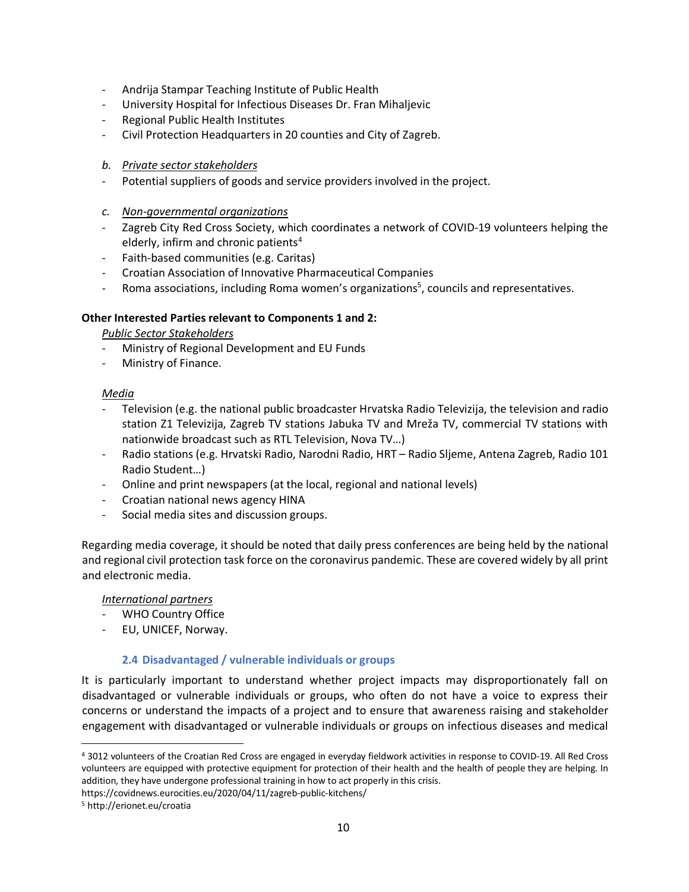- Andrija Stampar Teaching Institute of Public Health
- University Hospital for Infectious Diseases Dr. Fran Mihaljevic
- Regional Public Health Institutes
- Civil Protection Headquarters in 20 counties and City of Zagreb.

*b. Private sector stakeholders*

- Potential suppliers of goods and service providers involved in the project.

*c. Non-governmental organizations*

- Zagreb City Red Cross Society, which coordinates a network of COVID-19 volunteers helping the elderly, infirm and chronic patients[4]
- Faith-based communities (e.g. Caritas)
- Croatian Association of Innovative Pharmaceutical Companies
- Roma associations, including Roma women's organizations[5], councils and representatives.

**Other Interested Parties relevant to Components 1 and 2:**

*Public Sector Stakeholders*

- Ministry of Regional Development and EU Funds
- Ministry of Finance.

*Media*

- Television (e.g. the national public broadcaster Hrvatska Radio Televizija, the television and radio station Z1 Televizija, Zagreb TV stations Jabuka TV and Mreža TV, commercial TV stations with nationwide broadcast such as RTL Television, Nova TV…)
- Radio stations (e.g. Hrvatski Radio, Narodni Radio, HRT – Radio Sljeme, Antena Zagreb, Radio 101 Radio Student…)
- Online and print newspapers (at the local, regional and national levels)
- Croatian national news agency HINA
- Social media sites and discussion groups.

Regarding media coverage, it should be noted that daily press conferences are being held by the national and regional civil protection task force on the coronavirus pandemic. These are covered widely by all print and electronic media.

*International partners*

- WHO Country Office
- EU, UNICEF, Norway.

### 2.4 Disadvantaged / vulnerable individuals or groups

It is particularly important to understand whether project impacts may disproportionately fall on disadvantaged or vulnerable individuals or groups, who often do not have a voice to express their concerns or understand the impacts of a project and to ensure that awareness raising and stakeholder engagement with disadvantaged or vulnerable individuals or groups on infectious diseases and medical

---

[4] 3012 volunteers of the Croatian Red Cross are engaged in everyday fieldwork activities in response to COVID-19. All Red Cross volunteers are equipped with protective equipment for protection of their health and the health of people they are helping. In addition, they have undergone professional training in how to act properly in this crisis.
https://covidnews.eurocities.eu/2020/04/11/zagreb-public-kitchens/

[5] http://erionet.eu/croatia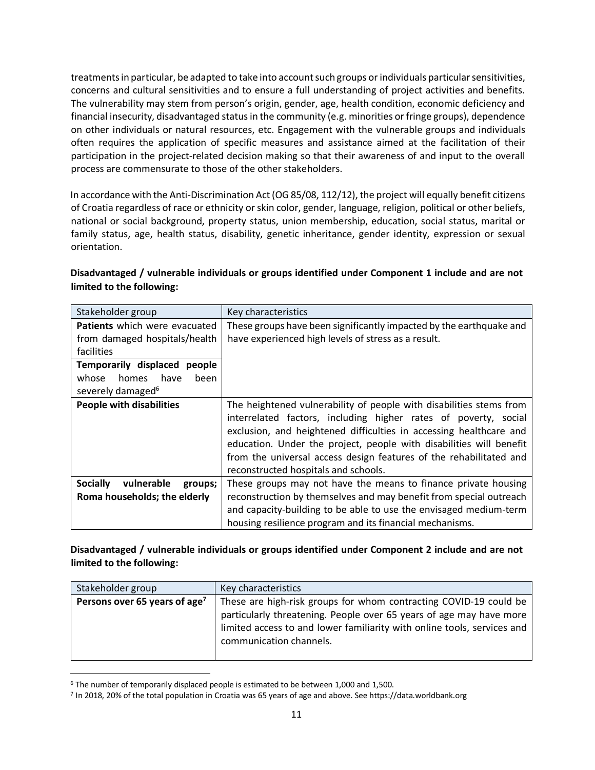treatments in particular, be adapted to take into account such groups or individuals particular sensitivities, concerns and cultural sensitivities and to ensure a full understanding of project activities and benefits. The vulnerability may stem from person's origin, gender, age, health condition, economic deficiency and financial insecurity, disadvantaged status in the community (e.g. minorities or fringe groups), dependence on other individuals or natural resources, etc. Engagement with the vulnerable groups and individuals often requires the application of specific measures and assistance aimed at the facilitation of their participation in the project-related decision making so that their awareness of and input to the overall process are commensurate to those of the other stakeholders.

In accordance with the Anti-Discrimination Act (OG 85/08, 112/12), the project will equally benefit citizens of Croatia regardless of race or ethnicity or skin color, gender, language, religion, political or other beliefs, national or social background, property status, union membership, education, social status, marital or family status, age, health status, disability, genetic inheritance, gender identity, expression or sexual orientation.

**Disadvantaged / vulnerable individuals or groups identified under Component 1 include and are not limited to the following:**

| Stakeholder group | Key characteristics |
|---|---|
| **Patients** which were evacuated from damaged hospitals/health facilities | These groups have been significantly impacted by the earthquake and have experienced high levels of stress as a result. |
| **Temporarily displaced people** whose homes have been severely damaged[6] | |
| **People with disabilities** | The heightened vulnerability of people with disabilities stems from interrelated factors, including higher rates of poverty, social exclusion, and heightened difficulties in accessing healthcare and education. Under the project, people with disabilities will benefit from the universal access design features of the rehabilitated and reconstructed hospitals and schools. |
| **Socially vulnerable groups; Roma households; the elderly** | These groups may not have the means to finance private housing reconstruction by themselves and may benefit from special outreach and capacity-building to be able to use the envisaged medium-term housing resilience program and its financial mechanisms. |

**Disadvantaged / vulnerable individuals or groups identified under Component 2 include and are not limited to the following:**

| Stakeholder group | Key characteristics |
|---|---|
| **Persons over 65 years of age**[7] | These are high-risk groups for whom contracting COVID-19 could be particularly threatening. People over 65 years of age may have more limited access to and lower familiarity with online tools, services and communication channels. |

[6] The number of temporarily displaced people is estimated to be between 1,000 and 1,500.

[7] In 2018, 20% of the total population in Croatia was 65 years of age and above. See https://data.worldbank.org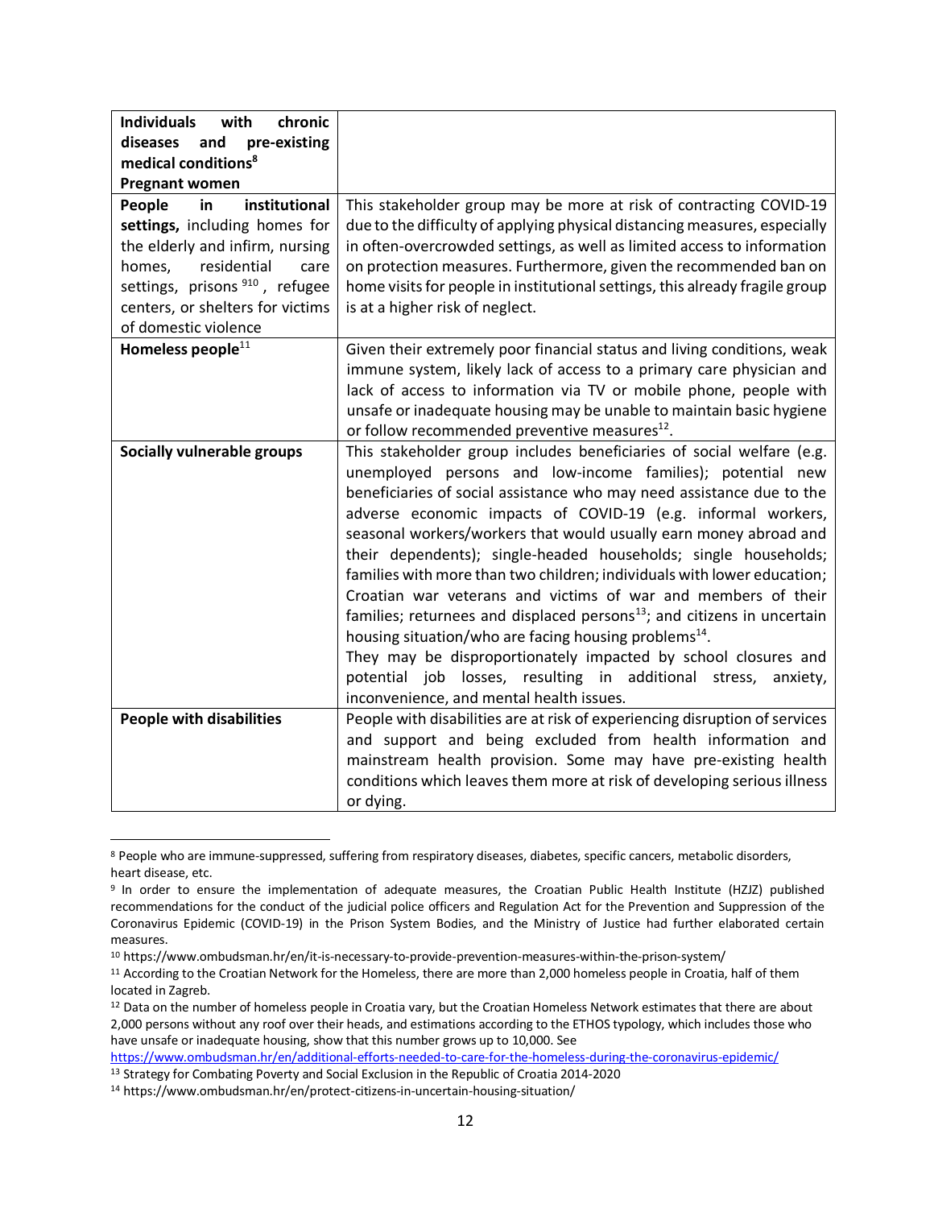| | |
|---|---|
| **Individuals with chronic diseases and pre-existing medical conditions**[8] **Pregnant women** | |
| **People in institutional settings,** including homes for the elderly and infirm, nursing homes, residential care settings, prisons [9][10], refugee centers, or shelters for victims of domestic violence | This stakeholder group may be more at risk of contracting COVID-19 due to the difficulty of applying physical distancing measures, especially in often-overcrowded settings, as well as limited access to information on protection measures. Furthermore, given the recommended ban on home visits for people in institutional settings, this already fragile group is at a higher risk of neglect. |
| **Homeless people**[11] | Given their extremely poor financial status and living conditions, weak immune system, likely lack of access to a primary care physician and lack of access to information via TV or mobile phone, people with unsafe or inadequate housing may be unable to maintain basic hygiene or follow recommended preventive measures[12]. |
| **Socially vulnerable groups** | This stakeholder group includes beneficiaries of social welfare (e.g. unemployed persons and low-income families); potential new beneficiaries of social assistance who may need assistance due to the adverse economic impacts of COVID-19 (e.g. informal workers, seasonal workers/workers that would usually earn money abroad and their dependents); single-headed households; single households; families with more than two children; individuals with lower education; Croatian war veterans and victims of war and members of their families; returnees and displaced persons[13]; and citizens in uncertain housing situation/who are facing housing problems[14]. They may be disproportionately impacted by school closures and potential job losses, resulting in additional stress, anxiety, inconvenience, and mental health issues. |
| **People with disabilities** | People with disabilities are at risk of experiencing disruption of services and support and being excluded from health information and mainstream health provision. Some may have pre-existing health conditions which leaves them more at risk of developing serious illness or dying. |

[8] People who are immune-suppressed, suffering from respiratory diseases, diabetes, specific cancers, metabolic disorders, heart disease, etc.

[9] In order to ensure the implementation of adequate measures, the Croatian Public Health Institute (HZJZ) published recommendations for the conduct of the judicial police officers and Regulation Act for the Prevention and Suppression of the Coronavirus Epidemic (COVID-19) in the Prison System Bodies, and the Ministry of Justice had further elaborated certain measures.

[10] https://www.ombudsman.hr/en/it-is-necessary-to-provide-prevention-measures-within-the-prison-system/

[11] According to the Croatian Network for the Homeless, there are more than 2,000 homeless people in Croatia, half of them located in Zagreb.

[12] Data on the number of homeless people in Croatia vary, but the Croatian Homeless Network estimates that there are about 2,000 persons without any roof over their heads, and estimations according to the ETHOS typology, which includes those who have unsafe or inadequate housing, show that this number grows up to 10,000. See https://www.ombudsman.hr/en/additional-efforts-needed-to-care-for-the-homeless-during-the-coronavirus-epidemic/

[13] Strategy for Combating Poverty and Social Exclusion in the Republic of Croatia 2014-2020

[14] https://www.ombudsman.hr/en/protect-citizens-in-uncertain-housing-situation/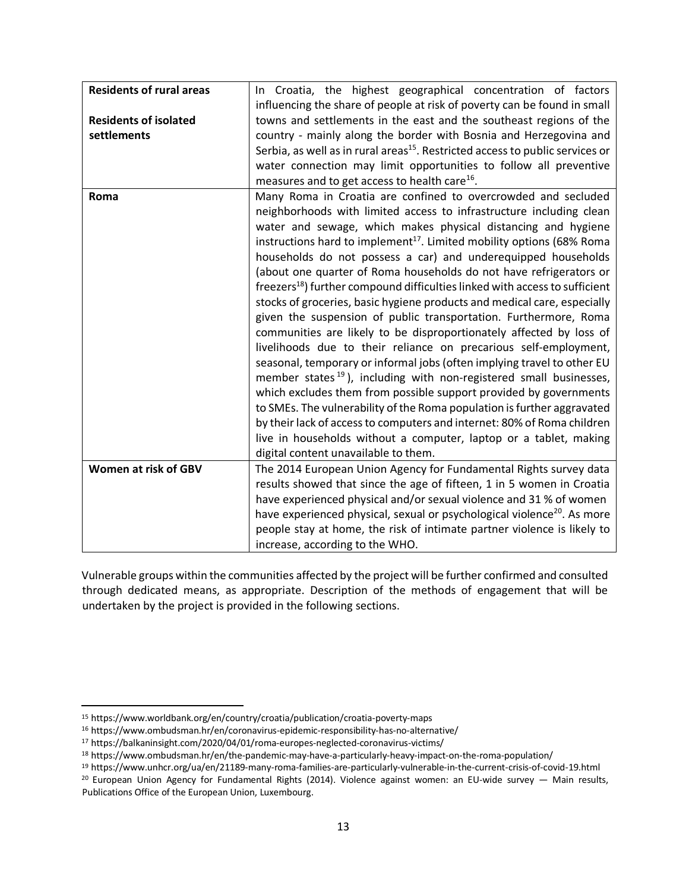| **Residents of rural areas**<br><br>**Residents of isolated settlements** | In Croatia, the highest geographical concentration of factors influencing the share of people at risk of poverty can be found in small towns and settlements in the east and the southeast regions of the country - mainly along the border with Bosnia and Herzegovina and Serbia, as well as in rural areas[15]. Restricted access to public services or water connection may limit opportunities to follow all preventive measures and to get access to health care[16]. |
|---|---|
| **Roma** | Many Roma in Croatia are confined to overcrowded and secluded neighborhoods with limited access to infrastructure including clean water and sewage, which makes physical distancing and hygiene instructions hard to implement[17]. Limited mobility options (68% Roma households do not possess a car) and underequipped households (about one quarter of Roma households do not have refrigerators or freezers[18]) further compound difficulties linked with access to sufficient stocks of groceries, basic hygiene products and medical care, especially given the suspension of public transportation. Furthermore, Roma communities are likely to be disproportionately affected by loss of livelihoods due to their reliance on precarious self-employment, seasonal, temporary or informal jobs (often implying travel to other EU member states[19]), including with non-registered small businesses, which excludes them from possible support provided by governments to SMEs. The vulnerability of the Roma population is further aggravated by their lack of access to computers and internet: 80% of Roma children live in households without a computer, laptop or a tablet, making digital content unavailable to them. |
| **Women at risk of GBV** | The 2014 European Union Agency for Fundamental Rights survey data results showed that since the age of fifteen, 1 in 5 women in Croatia have experienced physical and/or sexual violence and 31 % of women have experienced physical, sexual or psychological violence[20]. As more people stay at home, the risk of intimate partner violence is likely to increase, according to the WHO. |

Vulnerable groups within the communities affected by the project will be further confirmed and consulted through dedicated means, as appropriate. Description of the methods of engagement that will be undertaken by the project is provided in the following sections.

[15] https://www.worldbank.org/en/country/croatia/publication/croatia-poverty-maps

[16] https://www.ombudsman.hr/en/coronavirus-epidemic-responsibility-has-no-alternative/

[17] https://balkaninsight.com/2020/04/01/roma-europes-neglected-coronavirus-victims/

[18] https://www.ombudsman.hr/en/the-pandemic-may-have-a-particularly-heavy-impact-on-the-roma-population/

[19] https://www.unhcr.org/ua/en/21189-many-roma-families-are-particularly-vulnerable-in-the-current-crisis-of-covid-19.html

[20] European Union Agency for Fundamental Rights (2014). Violence against women: an EU-wide survey — Main results, Publications Office of the European Union, Luxembourg.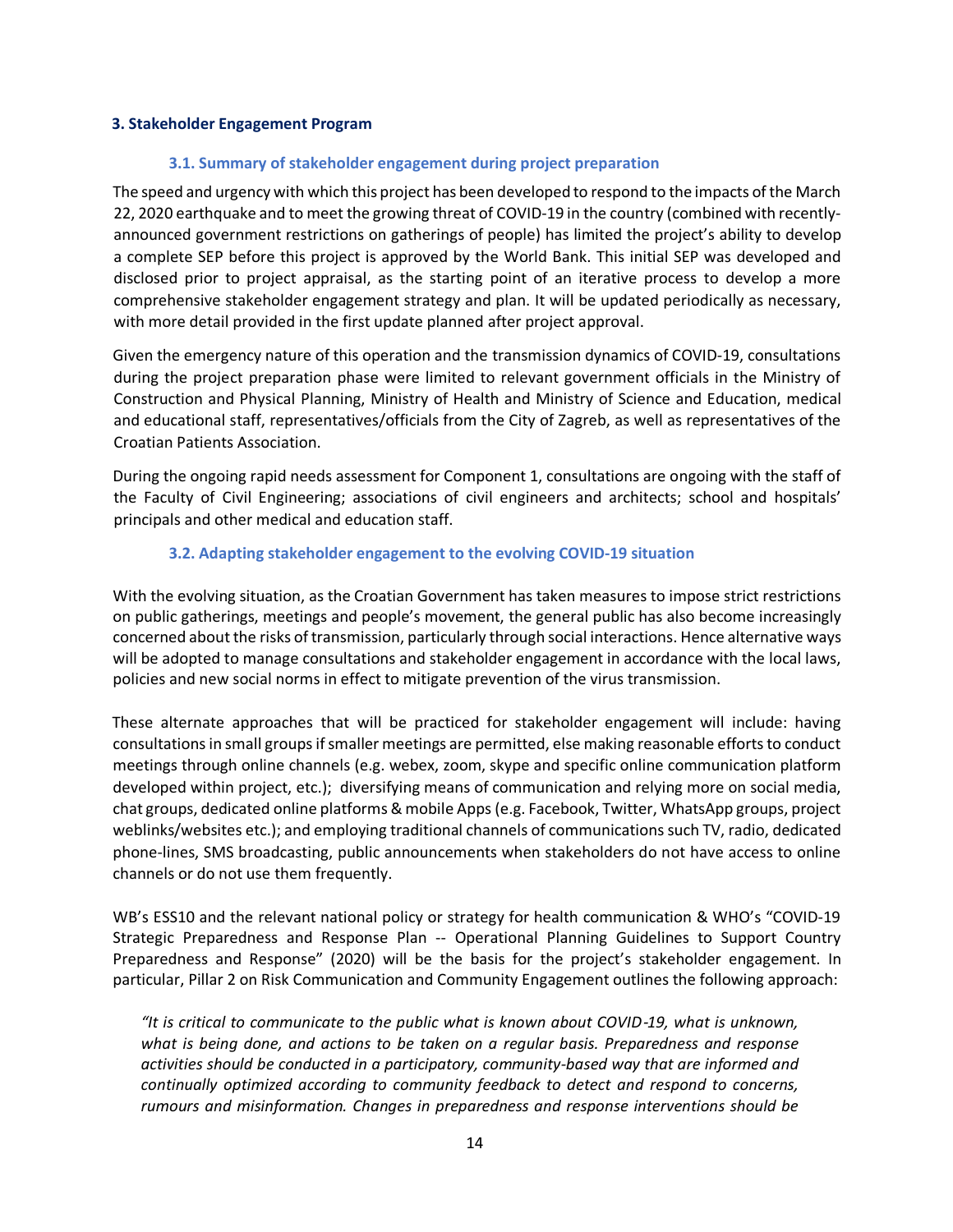## 3. Stakeholder Engagement Program

### 3.1. Summary of stakeholder engagement during project preparation

The speed and urgency with which this project has been developed to respond to the impacts of the March 22, 2020 earthquake and to meet the growing threat of COVID-19 in the country (combined with recently-announced government restrictions on gatherings of people) has limited the project's ability to develop a complete SEP before this project is approved by the World Bank. This initial SEP was developed and disclosed prior to project appraisal, as the starting point of an iterative process to develop a more comprehensive stakeholder engagement strategy and plan. It will be updated periodically as necessary, with more detail provided in the first update planned after project approval.

Given the emergency nature of this operation and the transmission dynamics of COVID-19, consultations during the project preparation phase were limited to relevant government officials in the Ministry of Construction and Physical Planning, Ministry of Health and Ministry of Science and Education, medical and educational staff, representatives/officials from the City of Zagreb, as well as representatives of the Croatian Patients Association.

During the ongoing rapid needs assessment for Component 1, consultations are ongoing with the staff of the Faculty of Civil Engineering; associations of civil engineers and architects; school and hospitals' principals and other medical and education staff.

### 3.2. Adapting stakeholder engagement to the evolving COVID-19 situation

With the evolving situation, as the Croatian Government has taken measures to impose strict restrictions on public gatherings, meetings and people's movement, the general public has also become increasingly concerned about the risks of transmission, particularly through social interactions. Hence alternative ways will be adopted to manage consultations and stakeholder engagement in accordance with the local laws, policies and new social norms in effect to mitigate prevention of the virus transmission.

These alternate approaches that will be practiced for stakeholder engagement will include: having consultations in small groups if smaller meetings are permitted, else making reasonable efforts to conduct meetings through online channels (e.g. webex, zoom, skype and specific online communication platform developed within project, etc.); diversifying means of communication and relying more on social media, chat groups, dedicated online platforms & mobile Apps (e.g. Facebook, Twitter, WhatsApp groups, project weblinks/websites etc.); and employing traditional channels of communications such TV, radio, dedicated phone-lines, SMS broadcasting, public announcements when stakeholders do not have access to online channels or do not use them frequently.

WB's ESS10 and the relevant national policy or strategy for health communication & WHO's "COVID-19 Strategic Preparedness and Response Plan -- Operational Planning Guidelines to Support Country Preparedness and Response" (2020) will be the basis for the project's stakeholder engagement. In particular, Pillar 2 on Risk Communication and Community Engagement outlines the following approach:

*"It is critical to communicate to the public what is known about COVID-19, what is unknown, what is being done, and actions to be taken on a regular basis. Preparedness and response activities should be conducted in a participatory, community-based way that are informed and continually optimized according to community feedback to detect and respond to concerns, rumours and misinformation. Changes in preparedness and response interventions should be*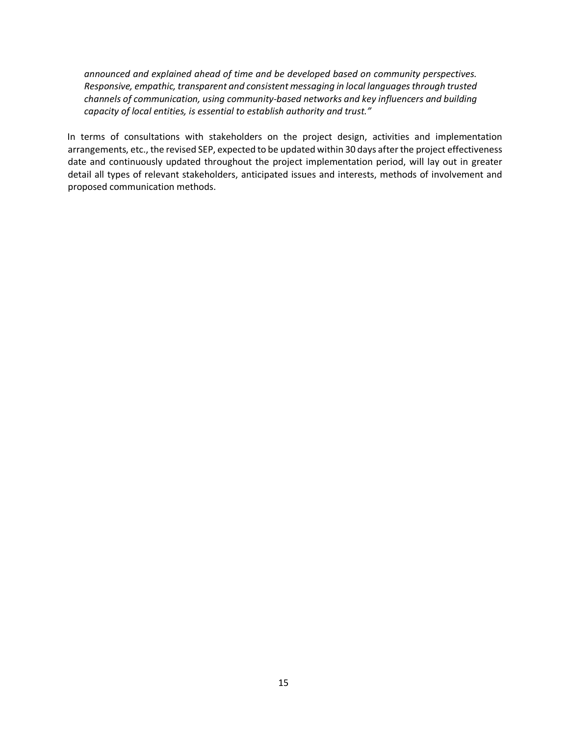*announced and explained ahead of time and be developed based on community perspectives. Responsive, empathic, transparent and consistent messaging in local languages through trusted channels of communication, using community-based networks and key influencers and building capacity of local entities, is essential to establish authority and trust."*

In terms of consultations with stakeholders on the project design, activities and implementation arrangements, etc., the revised SEP, expected to be updated within 30 days after the project effectiveness date and continuously updated throughout the project implementation period, will lay out in greater detail all types of relevant stakeholders, anticipated issues and interests, methods of involvement and proposed communication methods.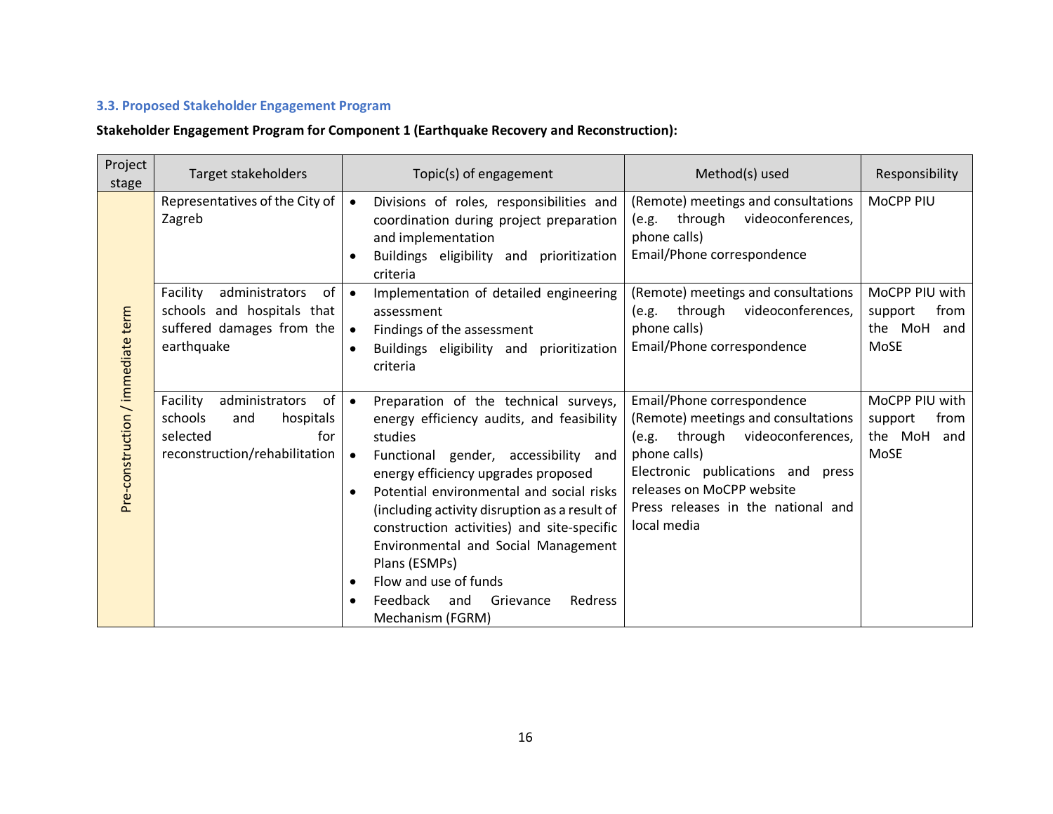### 3.3. Proposed Stakeholder Engagement Program

**Stakeholder Engagement Program for Component 1 (Earthquake Recovery and Reconstruction):**

| Project stage | Target stakeholders | Topic(s) of engagement | Method(s) used | Responsibility |
|---|---|---|---|---|
| Pre-construction / immediate term | Representatives of the City of Zagreb | • Divisions of roles, responsibilities and coordination during project preparation and implementation<br>• Buildings eligibility and prioritization criteria | (Remote) meetings and consultations (e.g. through videoconferences, phone calls)<br>Email/Phone correspondence | MoCPP PIU |
| | Facility administrators of schools and hospitals that suffered damages from the earthquake | • Implementation of detailed engineering assessment<br>• Findings of the assessment<br>• Buildings eligibility and prioritization criteria | (Remote) meetings and consultations (e.g. through videoconferences, phone calls)<br>Email/Phone correspondence | MoCPP PIU with support from the MoH and MoSE |
| | Facility administrators of schools and hospitals selected for reconstruction/rehabilitation | • Preparation of the technical surveys, energy efficiency audits, and feasibility studies<br>• Functional gender, accessibility and energy efficiency upgrades proposed<br>• Potential environmental and social risks (including activity disruption as a result of construction activities) and site-specific Environmental and Social Management Plans (ESMPs)<br>• Flow and use of funds<br>• Feedback and Grievance Redress Mechanism (FGRM) | Email/Phone correspondence<br>(Remote) meetings and consultations (e.g. through videoconferences, phone calls)<br>Electronic publications and press releases on MoCPP website<br>Press releases in the national and local media | MoCPP PIU with support from the MoH and MoSE |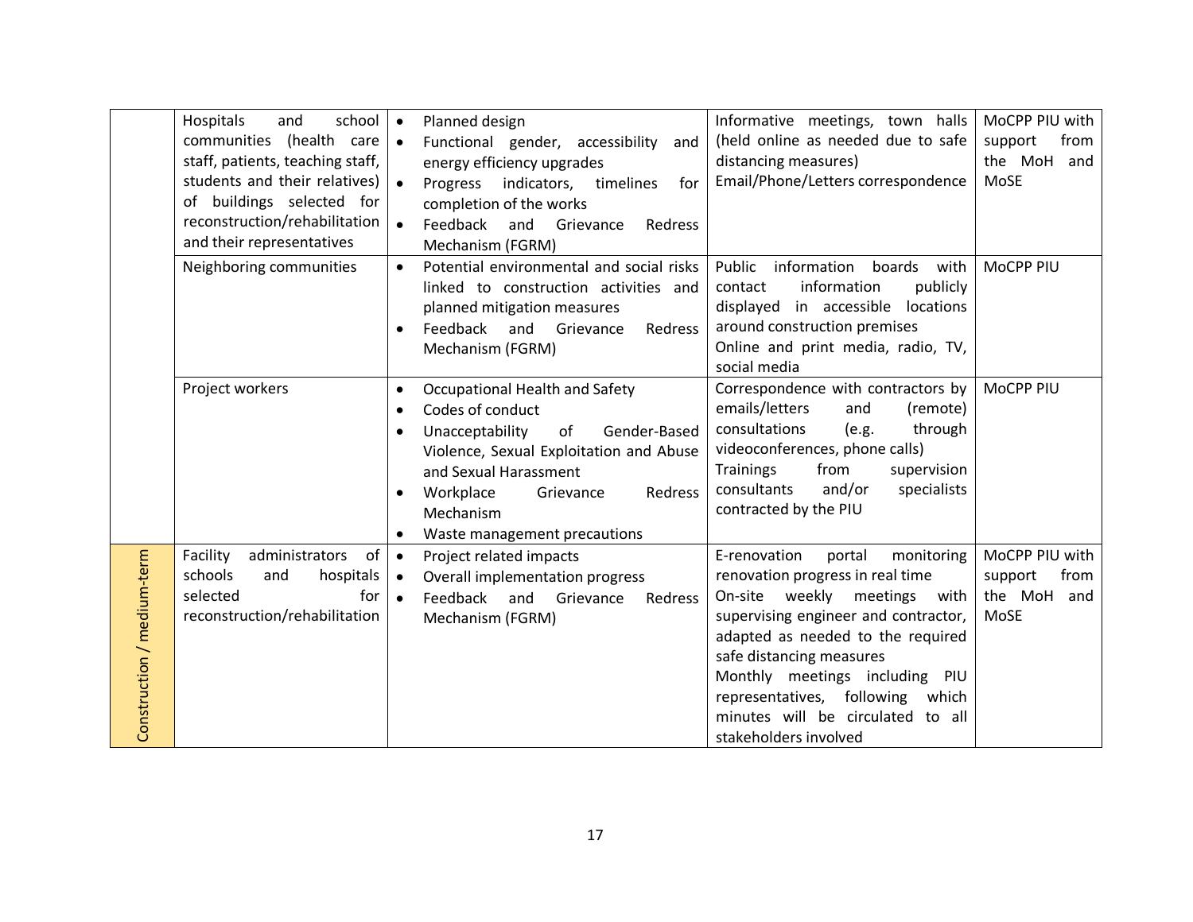| | | | | |
|---|---|---|---|---|
| | Hospitals and school communities (health care staff, patients, teaching staff, students and their relatives) of buildings selected for reconstruction/rehabilitation and their representatives | • Planned design<br>• Functional gender, accessibility and energy efficiency upgrades<br>• Progress indicators, timelines for completion of the works<br>• Feedback and Grievance Redress Mechanism (FGRM) | Informative meetings, town halls (held online as needed due to safe distancing measures)<br>Email/Phone/Letters correspondence | MoCPP PIU with support from the MoH and MoSE |
| | Neighboring communities | • Potential environmental and social risks linked to construction activities and planned mitigation measures<br>• Feedback and Grievance Redress Mechanism (FGRM) | Public information boards with contact information publicly displayed in accessible locations around construction premises<br>Online and print media, radio, TV, social media | MoCPP PIU |
| | Project workers | • Occupational Health and Safety<br>• Codes of conduct<br>• Unacceptability of Gender-Based Violence, Sexual Exploitation and Abuse and Sexual Harassment<br>• Workplace Grievance Redress Mechanism<br>• Waste management precautions | Correspondence with contractors by emails/letters and (remote) consultations (e.g. through videoconferences, phone calls)<br>Trainings from supervision consultants and/or specialists contracted by the PIU | MoCPP PIU |
| Construction / medium-term | Facility administrators of schools and hospitals selected for reconstruction/rehabilitation | • Project related impacts<br>• Overall implementation progress<br>• Feedback and Grievance Redress Mechanism (FGRM) | E-renovation portal monitoring renovation progress in real time<br>On-site weekly meetings with supervising engineer and contractor, adapted as needed to the required safe distancing measures<br>Monthly meetings including PIU representatives, following which minutes will be circulated to all stakeholders involved | MoCPP PIU with support from the MoH and MoSE |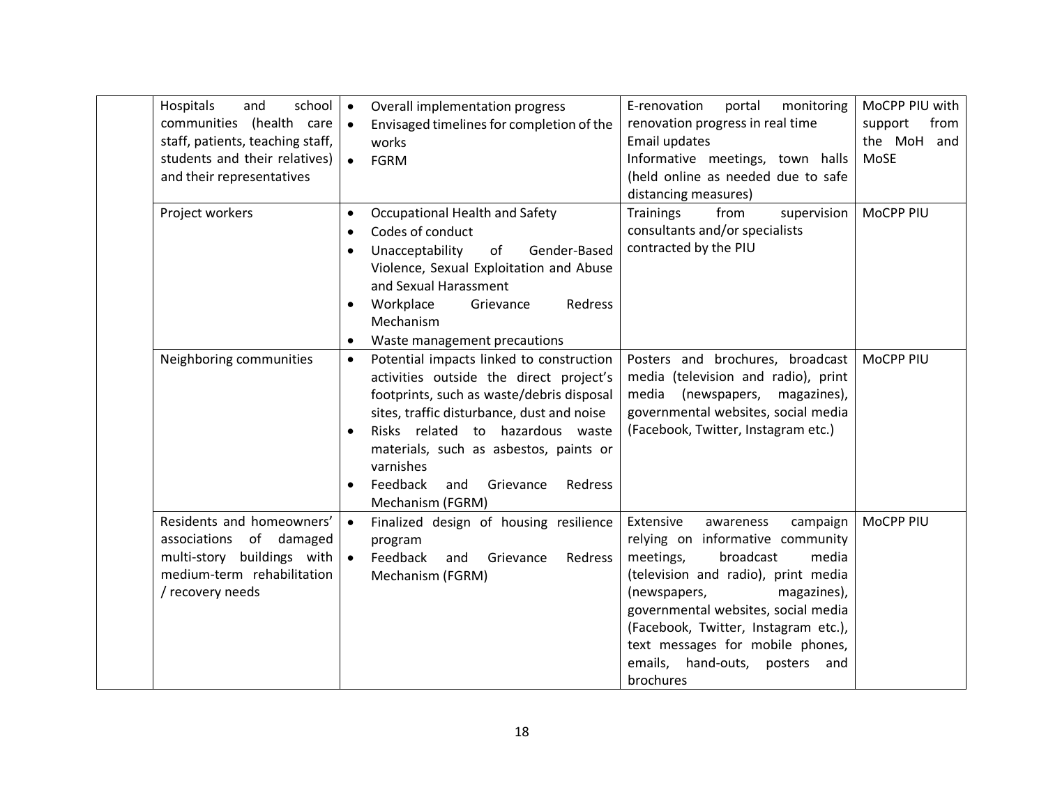| | | | | |
|---|---|---|---|---|
| | Hospitals and school communities (health care staff, patients, teaching staff, students and their relatives) and their representatives | • Overall implementation progress<br>• Envisaged timelines for completion of the works<br>• FGRM | E-renovation portal monitoring renovation progress in real time<br>Email updates<br>Informative meetings, town halls (held online as needed due to safe distancing measures) | MoCPP PIU with support from the MoH and MoSE |
| | Project workers | • Occupational Health and Safety<br>• Codes of conduct<br>• Unacceptability of Gender-Based Violence, Sexual Exploitation and Abuse and Sexual Harassment<br>• Workplace Grievance Redress Mechanism<br>• Waste management precautions | Trainings from supervision consultants and/or specialists contracted by the PIU | MoCPP PIU |
| | Neighboring communities | • Potential impacts linked to construction activities outside the direct project's footprints, such as waste/debris disposal sites, traffic disturbance, dust and noise<br>• Risks related to hazardous waste materials, such as asbestos, paints or varnishes<br>• Feedback and Grievance Redress Mechanism (FGRM) | Posters and brochures, broadcast media (television and radio), print media (newspapers, magazines), governmental websites, social media (Facebook, Twitter, Instagram etc.) | MoCPP PIU |
| | Residents and homeowners' associations of damaged multi-story buildings with medium-term rehabilitation / recovery needs | • Finalized design of housing resilience program<br>• Feedback and Grievance Redress Mechanism (FGRM) | Extensive awareness campaign relying on informative community meetings, broadcast media (television and radio), print media (newspapers, magazines), governmental websites, social media (Facebook, Twitter, Instagram etc.), text messages for mobile phones, emails, hand-outs, posters and brochures | MoCPP PIU |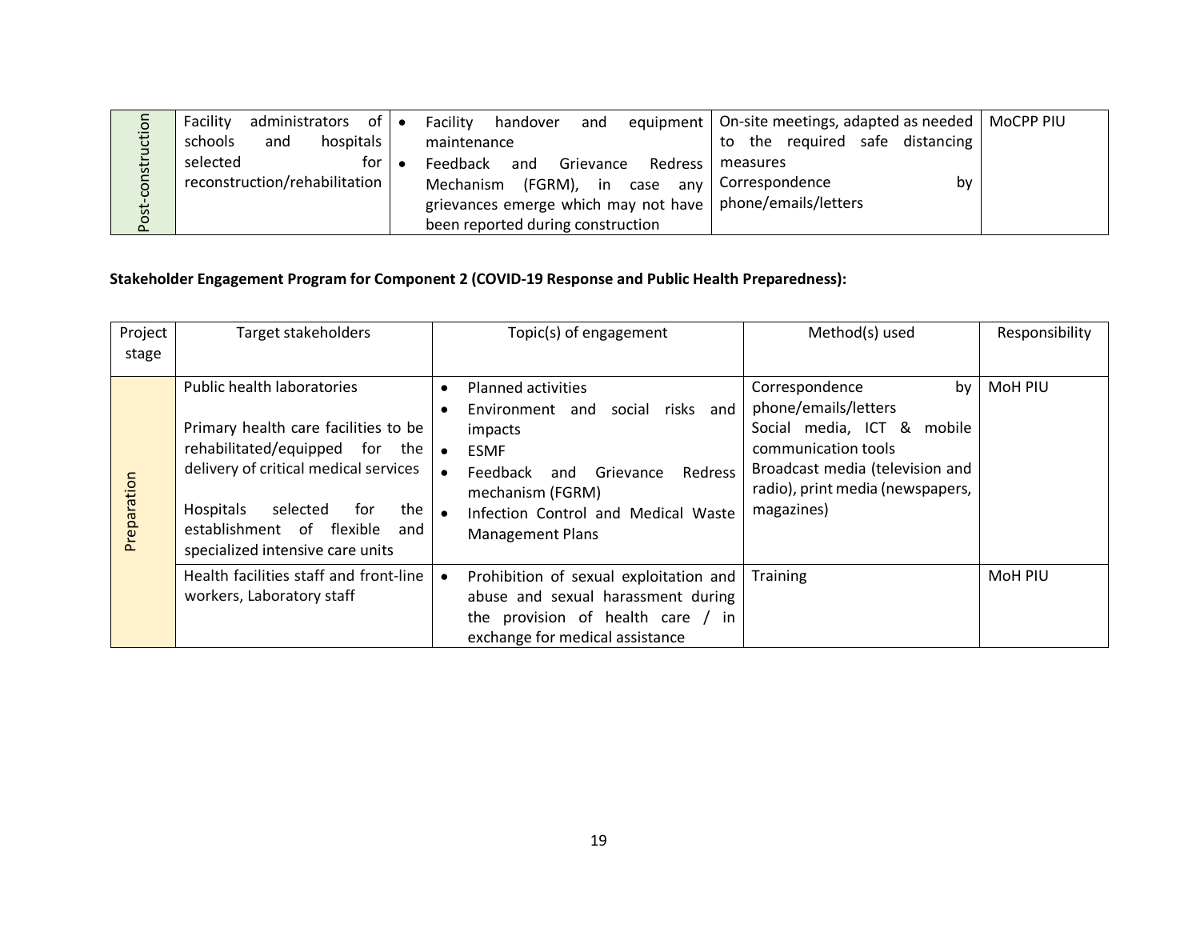| Project stage | Target stakeholders | Topic(s) of engagement | Method(s) used | Responsibility |
|---|---|---|---|---|
| Post-construction | Facility administrators of schools and hospitals selected for reconstruction/rehabilitation | • Facility handover and equipment maintenance<br>• Feedback and Grievance Redress Mechanism (FGRM), in case any grievances emerge which may not have been reported during construction | On-site meetings, adapted as needed to the required safe distancing measures<br>Correspondence by phone/emails/letters | MoCPP PIU |

**Stakeholder Engagement Program for Component 2 (COVID-19 Response and Public Health Preparedness):**

| Project stage | Target stakeholders | Topic(s) of engagement | Method(s) used | Responsibility |
|---|---|---|---|---|
| Preparation | Public health laboratories<br><br>Primary health care facilities to be rehabilitated/equipped for the delivery of critical medical services<br><br>Hospitals selected for the establishment of flexible and specialized intensive care units | • Planned activities<br>• Environment and social risks and impacts<br>• ESMF<br>• Feedback and Grievance Redress mechanism (FGRM)<br>• Infection Control and Medical Waste Management Plans | Correspondence by phone/emails/letters<br>Social media, ICT & mobile communication tools<br>Broadcast media (television and radio), print media (newspapers, magazines) | MoH PIU |
| | Health facilities staff and front-line workers, Laboratory staff | • Prohibition of sexual exploitation and abuse and sexual harassment during the provision of health care / in exchange for medical assistance | Training | MoH PIU |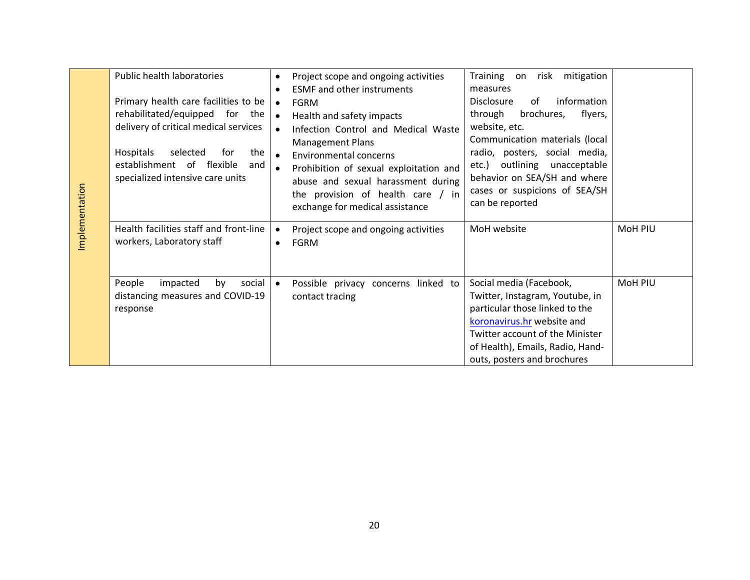| Implementation | Public health laboratories<br><br>Primary health care facilities to be rehabilitated/equipped for the delivery of critical medical services<br><br>Hospitals selected for the establishment of flexible and specialized intensive care units | • Project scope and ongoing activities<br>• ESMF and other instruments<br>• FGRM<br>• Health and safety impacts<br>• Infection Control and Medical Waste Management Plans<br>• Environmental concerns<br>• Prohibition of sexual exploitation and abuse and sexual harassment during the provision of health care / in exchange for medical assistance | Training on risk mitigation measures<br>Disclosure of information through brochures, flyers, website, etc.<br>Communication materials (local radio, posters, social media, etc.) outlining unacceptable behavior on SEA/SH and where cases or suspicions of SEA/SH can be reported | |
|---|---|---|---|---|
| | Health facilities staff and front-line workers, Laboratory staff | • Project scope and ongoing activities<br>• FGRM | MoH website | MoH PIU |
| | People impacted by social distancing measures and COVID-19 response | • Possible privacy concerns linked to contact tracing | Social media (Facebook, Twitter, Instagram, Youtube, in particular those linked to the koronavirus.hr website and Twitter account of the Minister of Health), Emails, Radio, Hand-outs, posters and brochures | MoH PIU |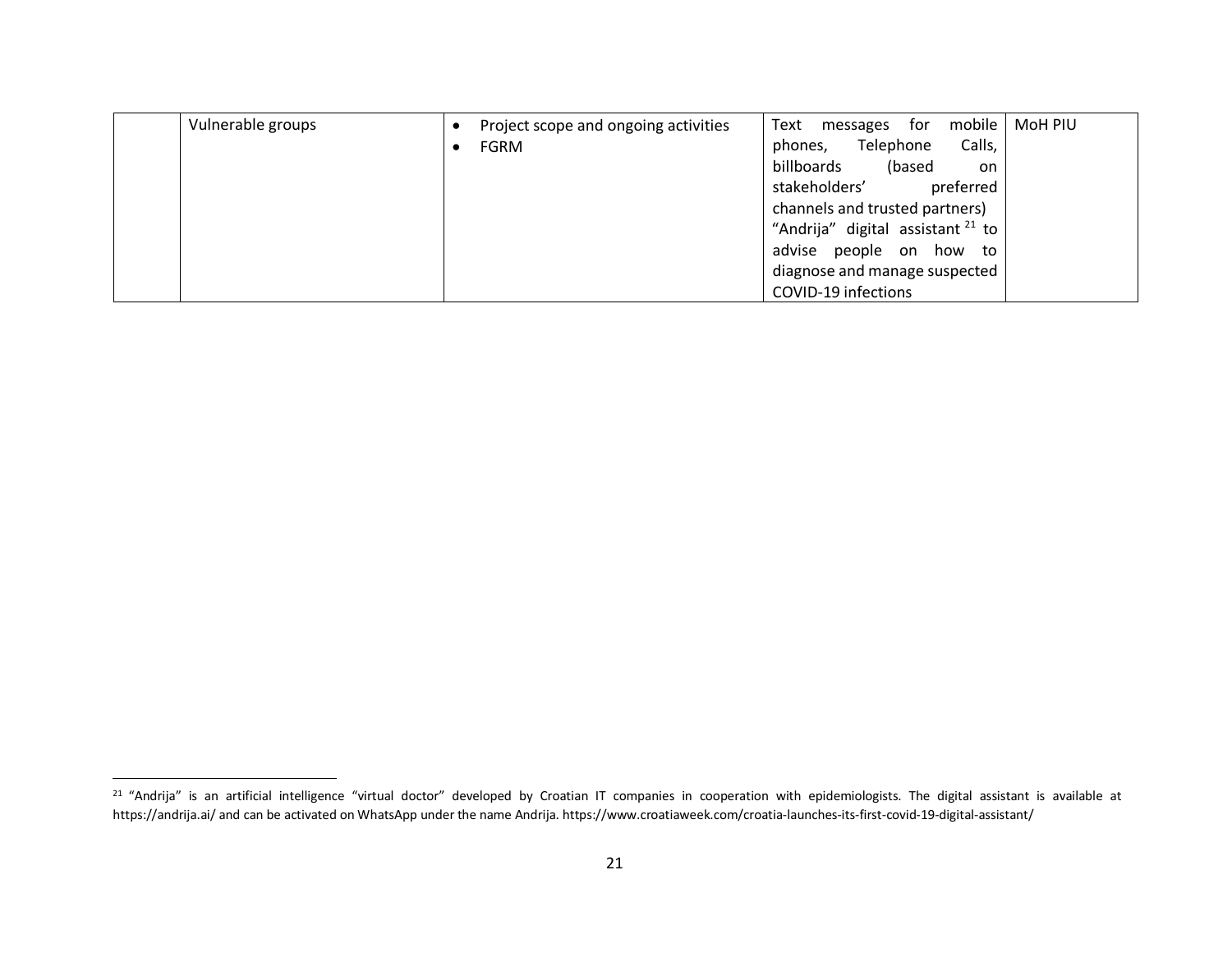| | | | | |
|---|---|---|---|---|
| | Vulnerable groups | • Project scope and ongoing activities<br>• FGRM | Text messages for mobile phones, Telephone Calls, billboards (based on stakeholders' preferred channels and trusted partners)<br>"Andrija" digital assistant [21] to advise people on how to diagnose and manage suspected COVID-19 infections | MoH PIU |

[21] "Andrija" is an artificial intelligence "virtual doctor" developed by Croatian IT companies in cooperation with epidemiologists. The digital assistant is available at https://andrija.ai/ and can be activated on WhatsApp under the name Andrija. https://www.croatiaweek.com/croatia-launches-its-first-covid-19-digital-assistant/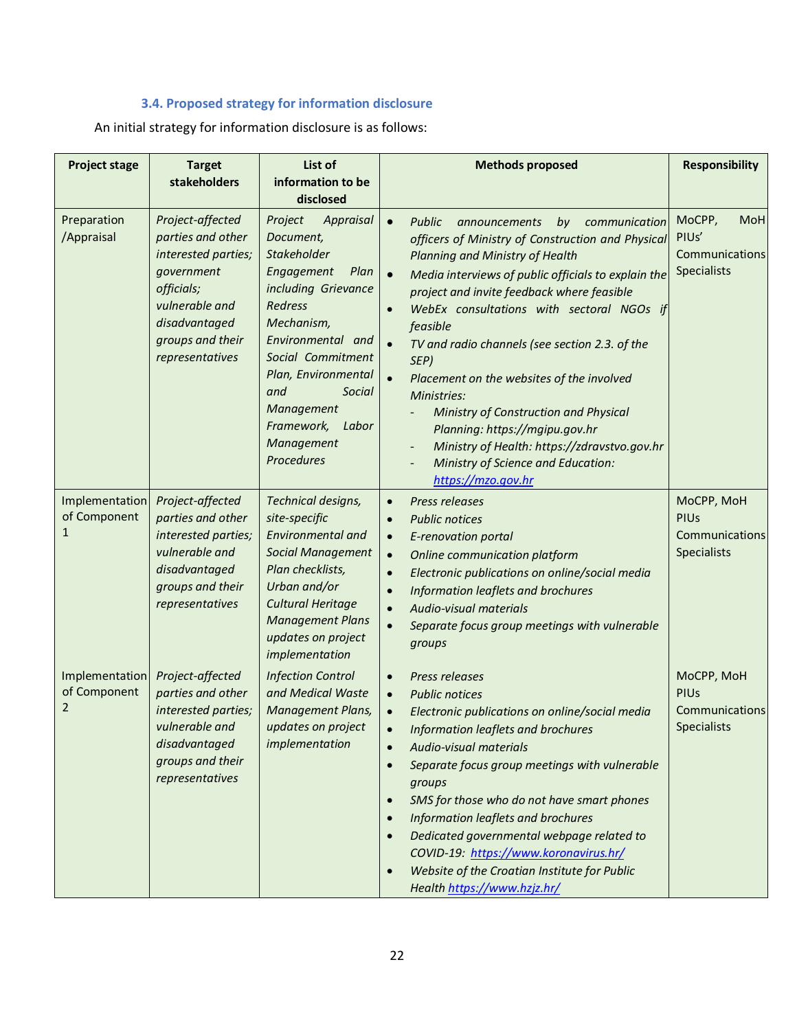### 3.4. Proposed strategy for information disclosure

An initial strategy for information disclosure is as follows:

| Project stage | Target stakeholders | List of information to be disclosed | Methods proposed | Responsibility |
|---|---|---|---|---|
| Preparation /Appraisal | *Project-affected parties and other interested parties; government officials; vulnerable and disadvantaged groups and their representatives* | *Project Appraisal Document, Stakeholder Engagement Plan including Grievance Redress Mechanism, Environmental and Social Commitment Plan, Environmental and Social Management Framework, Labor Management Procedures* | • *Public announcements by communication officers of Ministry of Construction and Physical Planning and Ministry of Health*<br>• *Media interviews of public officials to explain the project and invite feedback where feasible*<br>• *WebEx consultations with sectoral NGOs if feasible*<br>• *TV and radio channels (see section 2.3. of the SEP)*<br>• *Placement on the websites of the involved Ministries:*<br>  - *Ministry of Construction and Physical Planning: https://mgipu.gov.hr*<br>  - *Ministry of Health: https://zdravstvo.gov.hr*<br>  - *Ministry of Science and Education: https://mzo.gov.hr* | MoCPP, MoH PIUs' Communications Specialists |
| Implementation of Component 1 | *Project-affected parties and other interested parties; vulnerable and disadvantaged groups and their representatives* | *Technical designs, site-specific Environmental and Social Management Plan checklists, Urban and/or Cultural Heritage Management Plans updates on project implementation* | • *Press releases*<br>• *Public notices*<br>• *E-renovation portal*<br>• *Online communication platform*<br>• *Electronic publications on online/social media*<br>• *Information leaflets and brochures*<br>• *Audio-visual materials*<br>• *Separate focus group meetings with vulnerable groups* | MoCPP, MoH PIUs Communications Specialists |
| Implementation of Component 2 | *Project-affected parties and other interested parties; vulnerable and disadvantaged groups and their representatives* | *Infection Control and Medical Waste Management Plans, updates on project implementation* | • *Press releases*<br>• *Public notices*<br>• *Electronic publications on online/social media*<br>• *Information leaflets and brochures*<br>• *Audio-visual materials*<br>• *Separate focus group meetings with vulnerable groups*<br>• *SMS for those who do not have smart phones*<br>• *Information leaflets and brochures*<br>• *Dedicated governmental webpage related to COVID-19: https://www.koronavirus.hr/*<br>• *Website of the Croatian Institute for Public Health https://www.hzjz.hr/* | MoCPP, MoH PIUs Communications Specialists |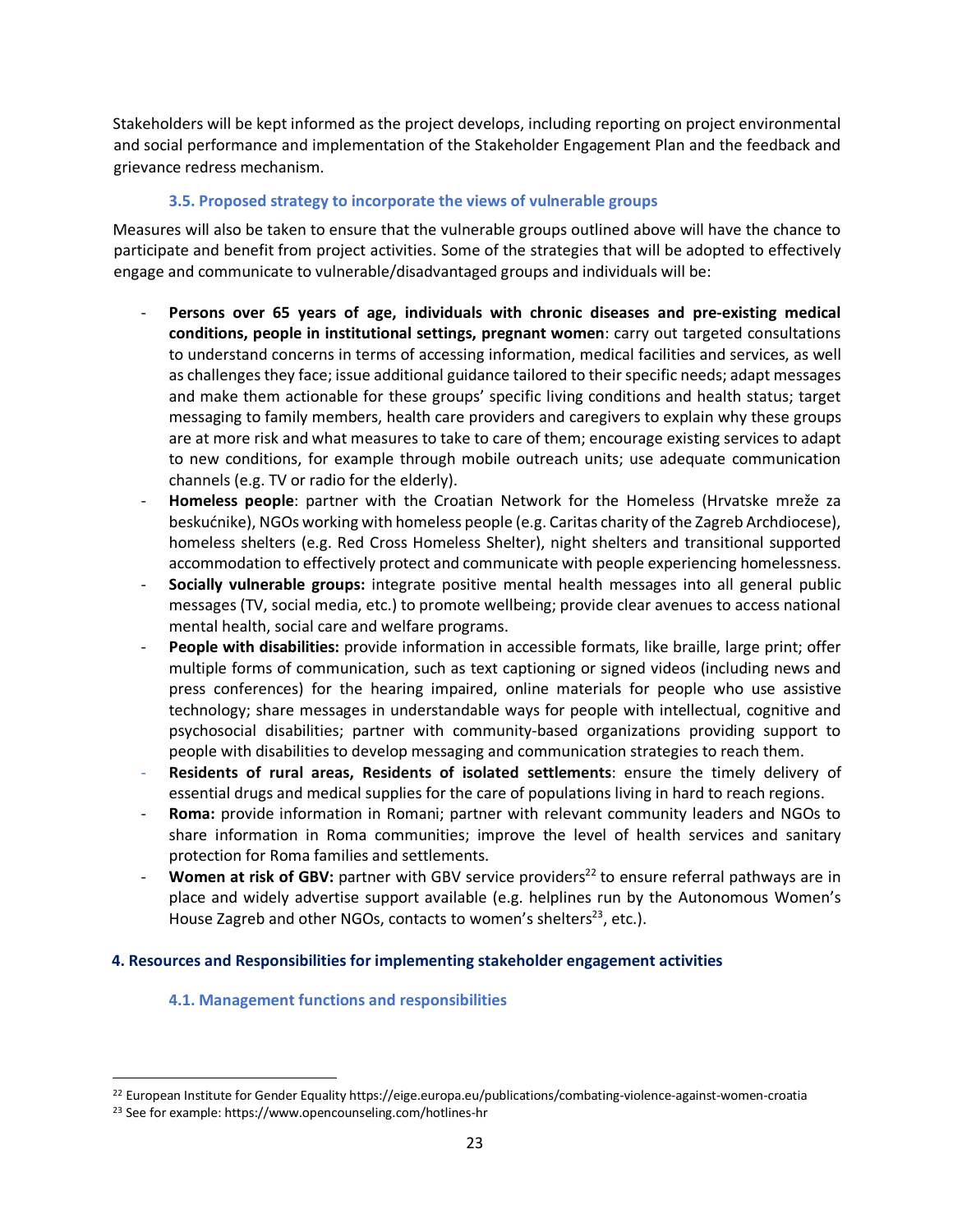Stakeholders will be kept informed as the project develops, including reporting on project environmental and social performance and implementation of the Stakeholder Engagement Plan and the feedback and grievance redress mechanism.

### 3.5. Proposed strategy to incorporate the views of vulnerable groups

Measures will also be taken to ensure that the vulnerable groups outlined above will have the chance to participate and benefit from project activities. Some of the strategies that will be adopted to effectively engage and communicate to vulnerable/disadvantaged groups and individuals will be:

- **Persons over 65 years of age, individuals with chronic diseases and pre-existing medical conditions, people in institutional settings, pregnant women**: carry out targeted consultations to understand concerns in terms of accessing information, medical facilities and services, as well as challenges they face; issue additional guidance tailored to their specific needs; adapt messages and make them actionable for these groups' specific living conditions and health status; target messaging to family members, health care providers and caregivers to explain why these groups are at more risk and what measures to take to care of them; encourage existing services to adapt to new conditions, for example through mobile outreach units; use adequate communication channels (e.g. TV or radio for the elderly).
- **Homeless people**: partner with the Croatian Network for the Homeless (Hrvatske mreže za beskućnike), NGOs working with homeless people (e.g. Caritas charity of the Zagreb Archdiocese), homeless shelters (e.g. Red Cross Homeless Shelter), night shelters and transitional supported accommodation to effectively protect and communicate with people experiencing homelessness.
- **Socially vulnerable groups:** integrate positive mental health messages into all general public messages (TV, social media, etc.) to promote wellbeing; provide clear avenues to access national mental health, social care and welfare programs.
- **People with disabilities:** provide information in accessible formats, like braille, large print; offer multiple forms of communication, such as text captioning or signed videos (including news and press conferences) for the hearing impaired, online materials for people who use assistive technology; share messages in understandable ways for people with intellectual, cognitive and psychosocial disabilities; partner with community-based organizations providing support to people with disabilities to develop messaging and communication strategies to reach them.
- **Residents of rural areas, Residents of isolated settlements**: ensure the timely delivery of essential drugs and medical supplies for the care of populations living in hard to reach regions.
- **Roma:** provide information in Romani; partner with relevant community leaders and NGOs to share information in Roma communities; improve the level of health services and sanitary protection for Roma families and settlements.
- **Women at risk of GBV:** partner with GBV service providers[22] to ensure referral pathways are in place and widely advertise support available (e.g. helplines run by the Autonomous Women's House Zagreb and other NGOs, contacts to women's shelters[23], etc.).

## 4. Resources and Responsibilities for implementing stakeholder engagement activities

### 4.1. Management functions and responsibilities

[22] European Institute for Gender Equality https://eige.europa.eu/publications/combating-violence-against-women-croatia

[23] See for example: https://www.opencounseling.com/hotlines-hr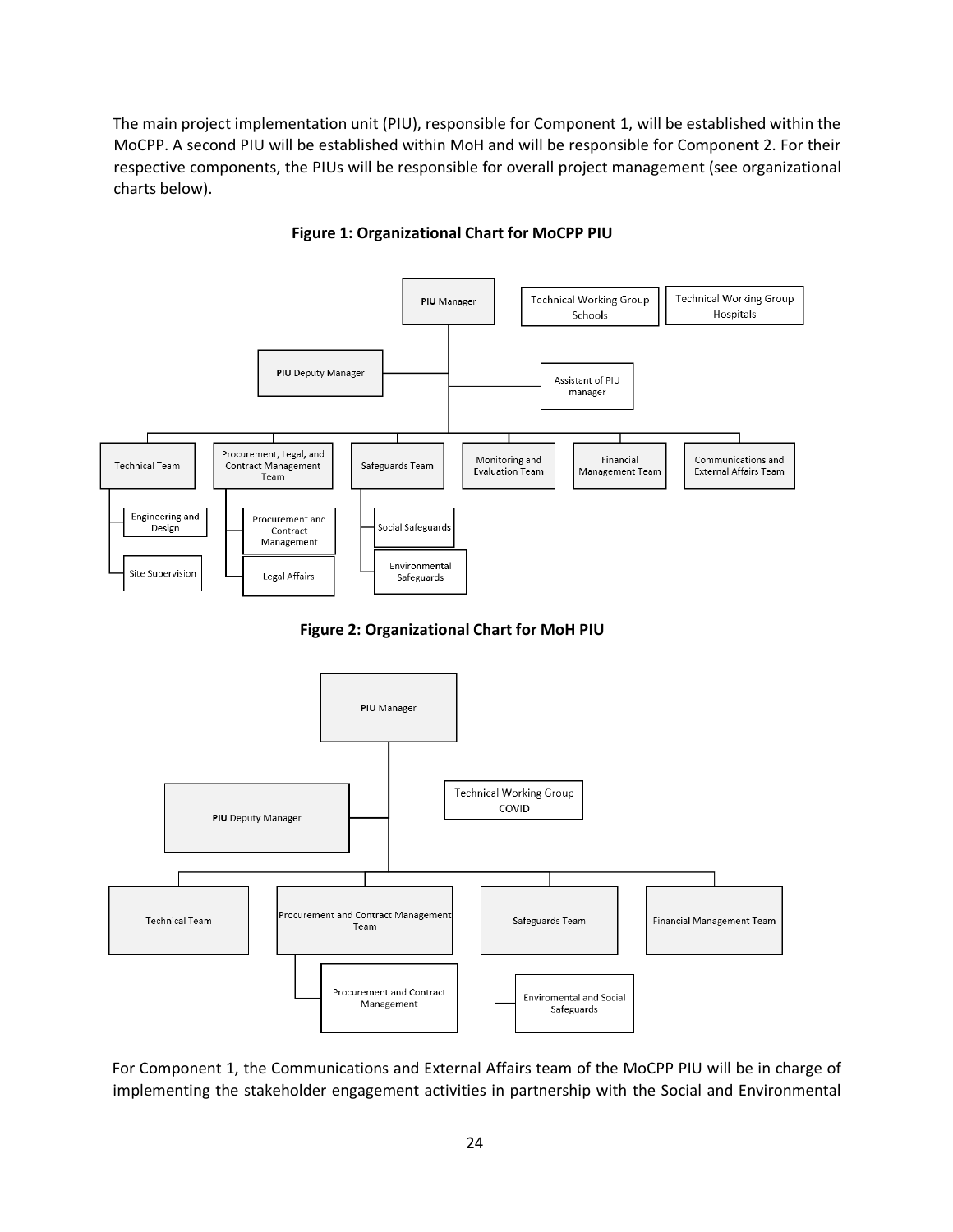The main project implementation unit (PIU), responsible for Component 1, will be established within the MoCPP. A second PIU will be established within MoH and will be responsible for Component 2. For their respective components, the PIUs will be responsible for overall project management (see organizational charts below).

**Figure 1: Organizational Chart for MoCPP PIU**

- **PIU** Manager
  - **PIU** Deputy Manager
  - Assistant of PIU manager
  - Technical Working Group Schools
  - Technical Working Group Hospitals
  - Technical Team
    - Engineering and Design
    - Site Supervision
  - Procurement, Legal, and Contract Management Team
    - Procurement and Contract Management
    - Legal Affairs
  - Safeguards Team
    - Social Safeguards
    - Environmental Safeguards
  - Monitoring and Evaluation Team
  - Financial Management Team
  - Communications and External Affairs Team

**Figure 2: Organizational Chart for MoH PIU**

- **PIU** Manager
  - **PIU** Deputy Manager
  - Technical Working Group COVID
  - Technical Team
  - Procurement and Contract Management Team
    - Procurement and Contract Management
  - Safeguards Team
    - Enviromental and Social Safeguards
  - Financial Management Team

For Component 1, the Communications and External Affairs team of the MoCPP PIU will be in charge of implementing the stakeholder engagement activities in partnership with the Social and Environmental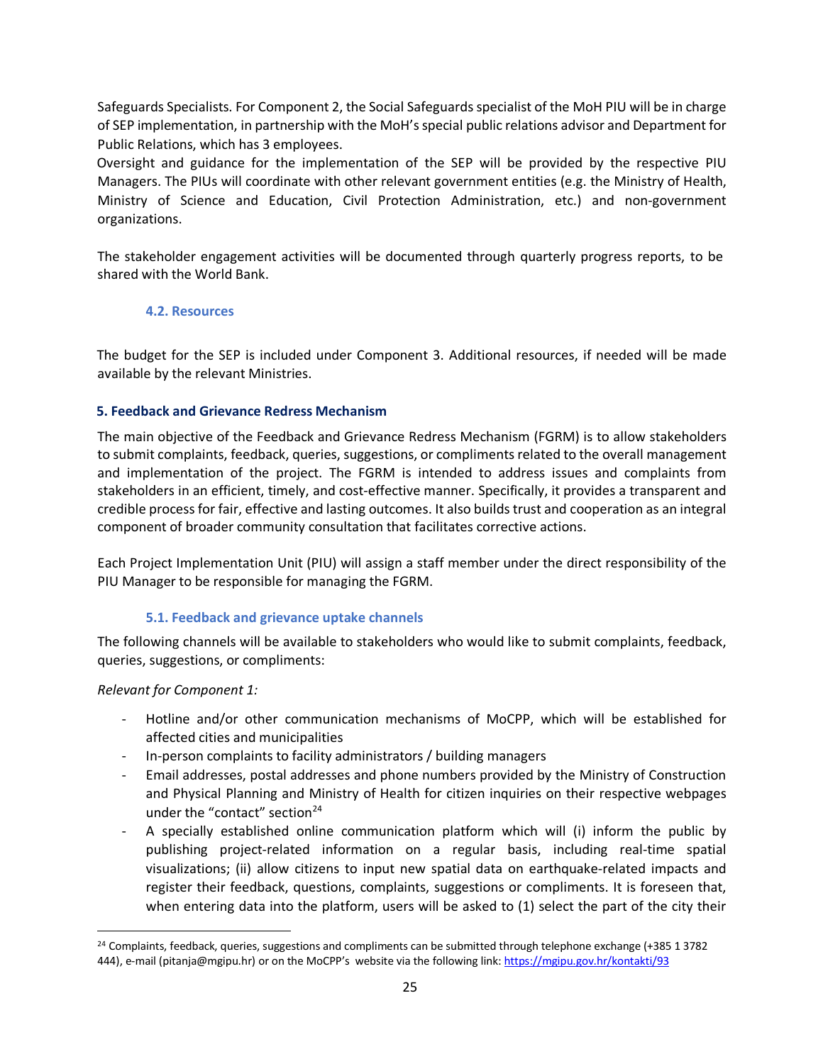Safeguards Specialists. For Component 2, the Social Safeguards specialist of the MoH PIU will be in charge of SEP implementation, in partnership with the MoH's special public relations advisor and Department for Public Relations, which has 3 employees.

Oversight and guidance for the implementation of the SEP will be provided by the respective PIU Managers. The PIUs will coordinate with other relevant government entities (e.g. the Ministry of Health, Ministry of Science and Education, Civil Protection Administration, etc.) and non-government organizations.

The stakeholder engagement activities will be documented through quarterly progress reports, to be shared with the World Bank.

### 4.2. Resources

The budget for the SEP is included under Component 3. Additional resources, if needed will be made available by the relevant Ministries.

## 5. Feedback and Grievance Redress Mechanism

The main objective of the Feedback and Grievance Redress Mechanism (FGRM) is to allow stakeholders to submit complaints, feedback, queries, suggestions, or compliments related to the overall management and implementation of the project. The FGRM is intended to address issues and complaints from stakeholders in an efficient, timely, and cost-effective manner. Specifically, it provides a transparent and credible process for fair, effective and lasting outcomes. It also builds trust and cooperation as an integral component of broader community consultation that facilitates corrective actions.

Each Project Implementation Unit (PIU) will assign a staff member under the direct responsibility of the PIU Manager to be responsible for managing the FGRM.

### 5.1. Feedback and grievance uptake channels

The following channels will be available to stakeholders who would like to submit complaints, feedback, queries, suggestions, or compliments:

*Relevant for Component 1:*

- Hotline and/or other communication mechanisms of MoCPP, which will be established for affected cities and municipalities
- In-person complaints to facility administrators / building managers
- Email addresses, postal addresses and phone numbers provided by the Ministry of Construction and Physical Planning and Ministry of Health for citizen inquiries on their respective webpages under the "contact" section[24]
- A specially established online communication platform which will (i) inform the public by publishing project-related information on a regular basis, including real-time spatial visualizations; (ii) allow citizens to input new spatial data on earthquake-related impacts and register their feedback, questions, complaints, suggestions or compliments. It is foreseen that, when entering data into the platform, users will be asked to (1) select the part of the city their

[24] Complaints, feedback, queries, suggestions and compliments can be submitted through telephone exchange (+385 1 3782 444), e-mail (pitanja@mgipu.hr) or on the MoCPP's website via the following link: https://mgipu.gov.hr/kontakti/93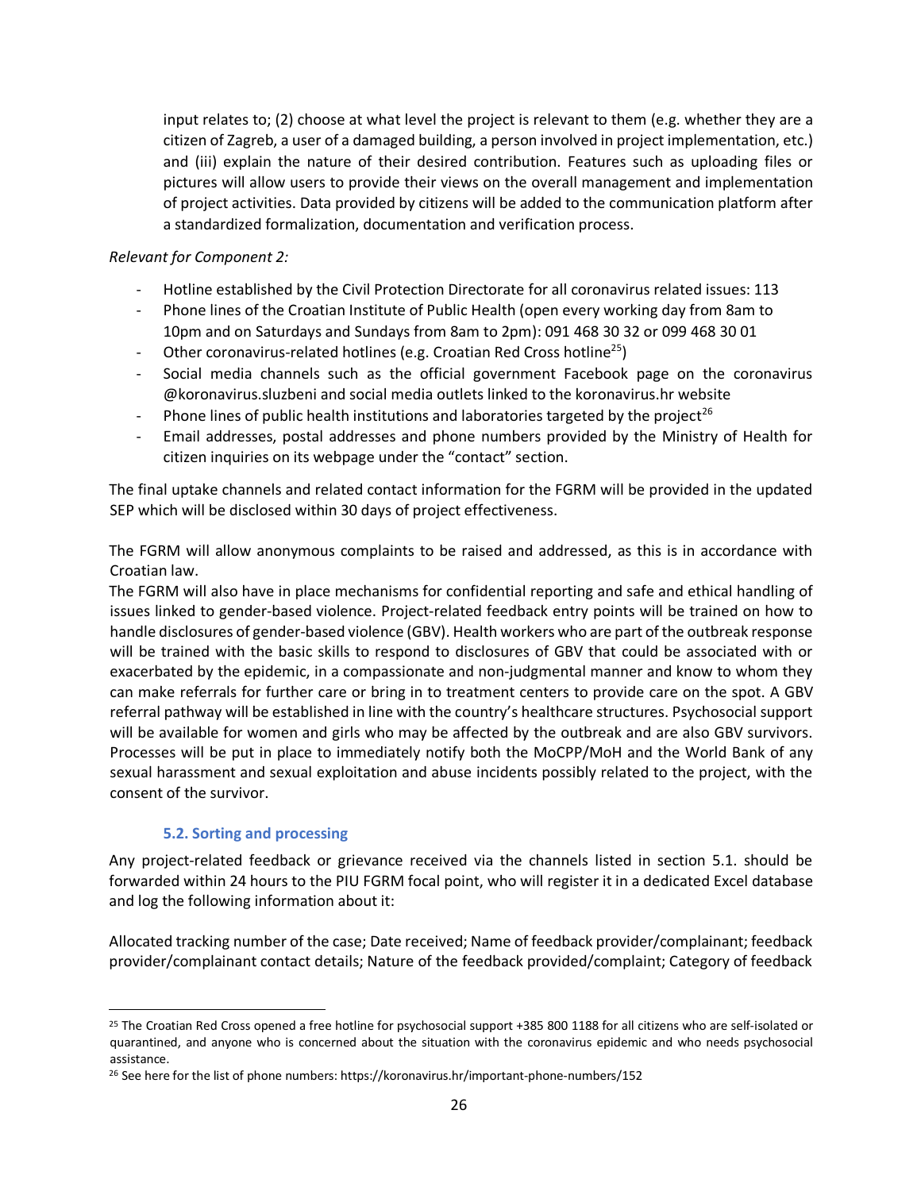input relates to; (2) choose at what level the project is relevant to them (e.g. whether they are a citizen of Zagreb, a user of a damaged building, a person involved in project implementation, etc.) and (iii) explain the nature of their desired contribution. Features such as uploading files or pictures will allow users to provide their views on the overall management and implementation of project activities. Data provided by citizens will be added to the communication platform after a standardized formalization, documentation and verification process.

*Relevant for Component 2:*

- Hotline established by the Civil Protection Directorate for all coronavirus related issues: 113
- Phone lines of the Croatian Institute of Public Health (open every working day from 8am to 10pm and on Saturdays and Sundays from 8am to 2pm): 091 468 30 32 or 099 468 30 01
- Other coronavirus-related hotlines (e.g. Croatian Red Cross hotline[25])
- Social media channels such as the official government Facebook page on the coronavirus @koronavirus.sluzbeni and social media outlets linked to the koronavirus.hr website
- Phone lines of public health institutions and laboratories targeted by the project[26]
- Email addresses, postal addresses and phone numbers provided by the Ministry of Health for citizen inquiries on its webpage under the "contact" section.

The final uptake channels and related contact information for the FGRM will be provided in the updated SEP which will be disclosed within 30 days of project effectiveness.

The FGRM will allow anonymous complaints to be raised and addressed, as this is in accordance with Croatian law.

The FGRM will also have in place mechanisms for confidential reporting and safe and ethical handling of issues linked to gender-based violence. Project-related feedback entry points will be trained on how to handle disclosures of gender-based violence (GBV). Health workers who are part of the outbreak response will be trained with the basic skills to respond to disclosures of GBV that could be associated with or exacerbated by the epidemic, in a compassionate and non-judgmental manner and know to whom they can make referrals for further care or bring in to treatment centers to provide care on the spot. A GBV referral pathway will be established in line with the country's healthcare structures. Psychosocial support will be available for women and girls who may be affected by the outbreak and are also GBV survivors. Processes will be put in place to immediately notify both the MoCPP/MoH and the World Bank of any sexual harassment and sexual exploitation and abuse incidents possibly related to the project, with the consent of the survivor.

### 5.2. Sorting and processing

Any project-related feedback or grievance received via the channels listed in section 5.1. should be forwarded within 24 hours to the PIU FGRM focal point, who will register it in a dedicated Excel database and log the following information about it:

Allocated tracking number of the case; Date received; Name of feedback provider/complainant; feedback provider/complainant contact details; Nature of the feedback provided/complaint; Category of feedback

[25] The Croatian Red Cross opened a free hotline for psychosocial support +385 800 1188 for all citizens who are self-isolated or quarantined, and anyone who is concerned about the situation with the coronavirus epidemic and who needs psychosocial assistance.

[26] See here for the list of phone numbers: https://koronavirus.hr/important-phone-numbers/152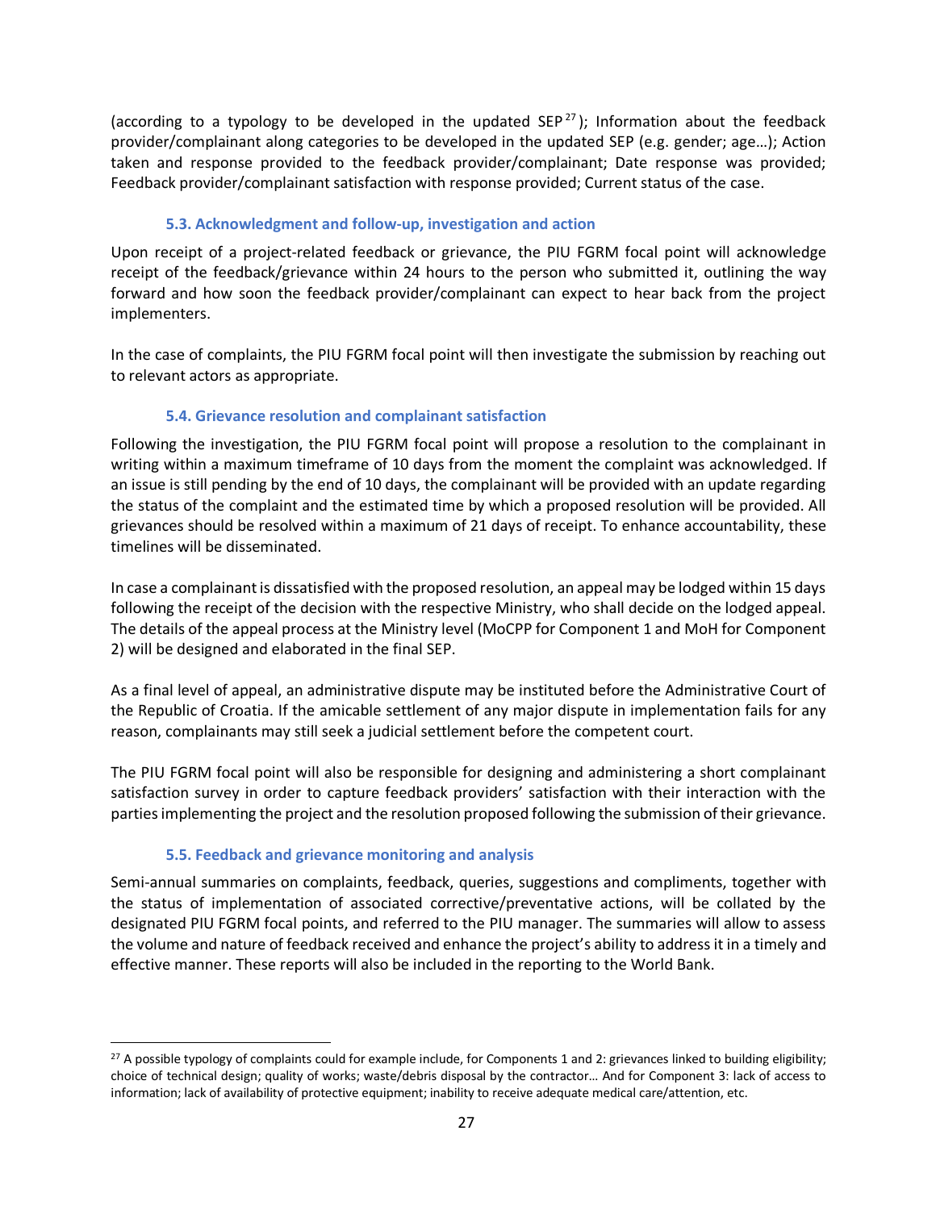(according to a typology to be developed in the updated SEP[27]); Information about the feedback provider/complainant along categories to be developed in the updated SEP (e.g. gender; age…); Action taken and response provided to the feedback provider/complainant; Date response was provided; Feedback provider/complainant satisfaction with response provided; Current status of the case.

### 5.3. Acknowledgment and follow-up, investigation and action

Upon receipt of a project-related feedback or grievance, the PIU FGRM focal point will acknowledge receipt of the feedback/grievance within 24 hours to the person who submitted it, outlining the way forward and how soon the feedback provider/complainant can expect to hear back from the project implementers.

In the case of complaints, the PIU FGRM focal point will then investigate the submission by reaching out to relevant actors as appropriate.

### 5.4. Grievance resolution and complainant satisfaction

Following the investigation, the PIU FGRM focal point will propose a resolution to the complainant in writing within a maximum timeframe of 10 days from the moment the complaint was acknowledged. If an issue is still pending by the end of 10 days, the complainant will be provided with an update regarding the status of the complaint and the estimated time by which a proposed resolution will be provided. All grievances should be resolved within a maximum of 21 days of receipt. To enhance accountability, these timelines will be disseminated.

In case a complainant is dissatisfied with the proposed resolution, an appeal may be lodged within 15 days following the receipt of the decision with the respective Ministry, who shall decide on the lodged appeal. The details of the appeal process at the Ministry level (MoCPP for Component 1 and MoH for Component 2) will be designed and elaborated in the final SEP.

As a final level of appeal, an administrative dispute may be instituted before the Administrative Court of the Republic of Croatia. If the amicable settlement of any major dispute in implementation fails for any reason, complainants may still seek a judicial settlement before the competent court.

The PIU FGRM focal point will also be responsible for designing and administering a short complainant satisfaction survey in order to capture feedback providers' satisfaction with their interaction with the parties implementing the project and the resolution proposed following the submission of their grievance.

### 5.5. Feedback and grievance monitoring and analysis

Semi-annual summaries on complaints, feedback, queries, suggestions and compliments, together with the status of implementation of associated corrective/preventative actions, will be collated by the designated PIU FGRM focal points, and referred to the PIU manager. The summaries will allow to assess the volume and nature of feedback received and enhance the project's ability to address it in a timely and effective manner. These reports will also be included in the reporting to the World Bank.

---

[27] A possible typology of complaints could for example include, for Components 1 and 2: grievances linked to building eligibility; choice of technical design; quality of works; waste/debris disposal by the contractor… And for Component 3: lack of access to information; lack of availability of protective equipment; inability to receive adequate medical care/attention, etc.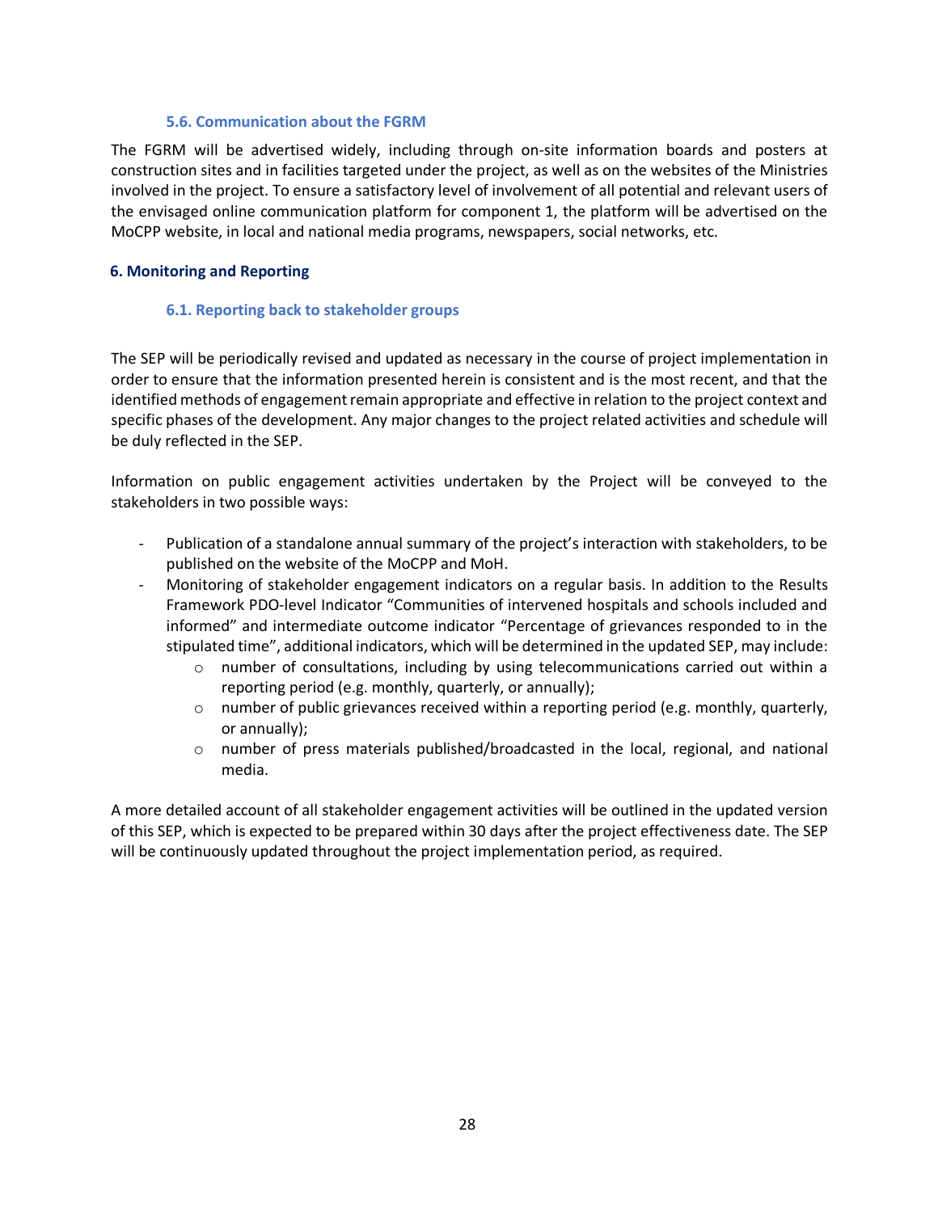### 5.6. Communication about the FGRM

The FGRM will be advertised widely, including through on-site information boards and posters at construction sites and in facilities targeted under the project, as well as on the websites of the Ministries involved in the project. To ensure a satisfactory level of involvement of all potential and relevant users of the envisaged online communication platform for component 1, the platform will be advertised on the MoCPP website, in local and national media programs, newspapers, social networks, etc.

## 6. Monitoring and Reporting

### 6.1. Reporting back to stakeholder groups

The SEP will be periodically revised and updated as necessary in the course of project implementation in order to ensure that the information presented herein is consistent and is the most recent, and that the identified methods of engagement remain appropriate and effective in relation to the project context and specific phases of the development. Any major changes to the project related activities and schedule will be duly reflected in the SEP.

Information on public engagement activities undertaken by the Project will be conveyed to the stakeholders in two possible ways:

- Publication of a standalone annual summary of the project's interaction with stakeholders, to be published on the website of the MoCPP and MoH.
- Monitoring of stakeholder engagement indicators on a regular basis. In addition to the Results Framework PDO-level Indicator "Communities of intervened hospitals and schools included and informed" and intermediate outcome indicator "Percentage of grievances responded to in the stipulated time", additional indicators, which will be determined in the updated SEP, may include:
    - number of consultations, including by using telecommunications carried out within a reporting period (e.g. monthly, quarterly, or annually);
    - number of public grievances received within a reporting period (e.g. monthly, quarterly, or annually);
    - number of press materials published/broadcasted in the local, regional, and national media.

A more detailed account of all stakeholder engagement activities will be outlined in the updated version of this SEP, which is expected to be prepared within 30 days after the project effectiveness date. The SEP will be continuously updated throughout the project implementation period, as required.